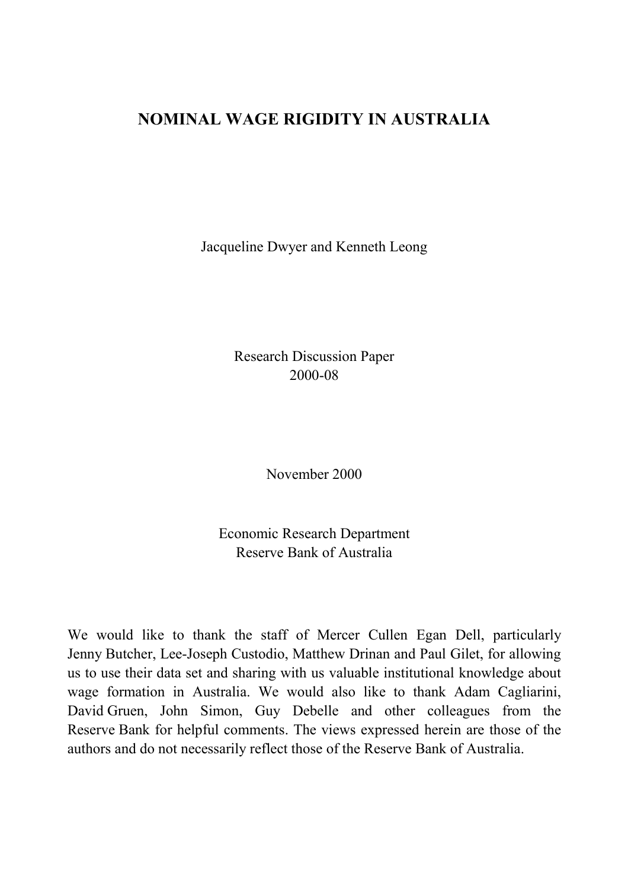# NOMINAL WAGE RIGIDITY IN AUSTRALIA

Jacqueline Dwyer and Kenneth Leong

Research Discussion Paper
2000-08

November 2000

Economic Research Department
Reserve Bank of Australia

We would like to thank the staff of Mercer Cullen Egan Dell, particularly Jenny Butcher, Lee-Joseph Custodio, Matthew Drinan and Paul Gilet, for allowing us to use their data set and sharing with us valuable institutional knowledge about wage formation in Australia. We would also like to thank Adam Cagliarini, David Gruen, John Simon, Guy Debelle and other colleagues from the Reserve Bank for helpful comments. The views expressed herein are those of the authors and do not necessarily reflect those of the Reserve Bank of Australia.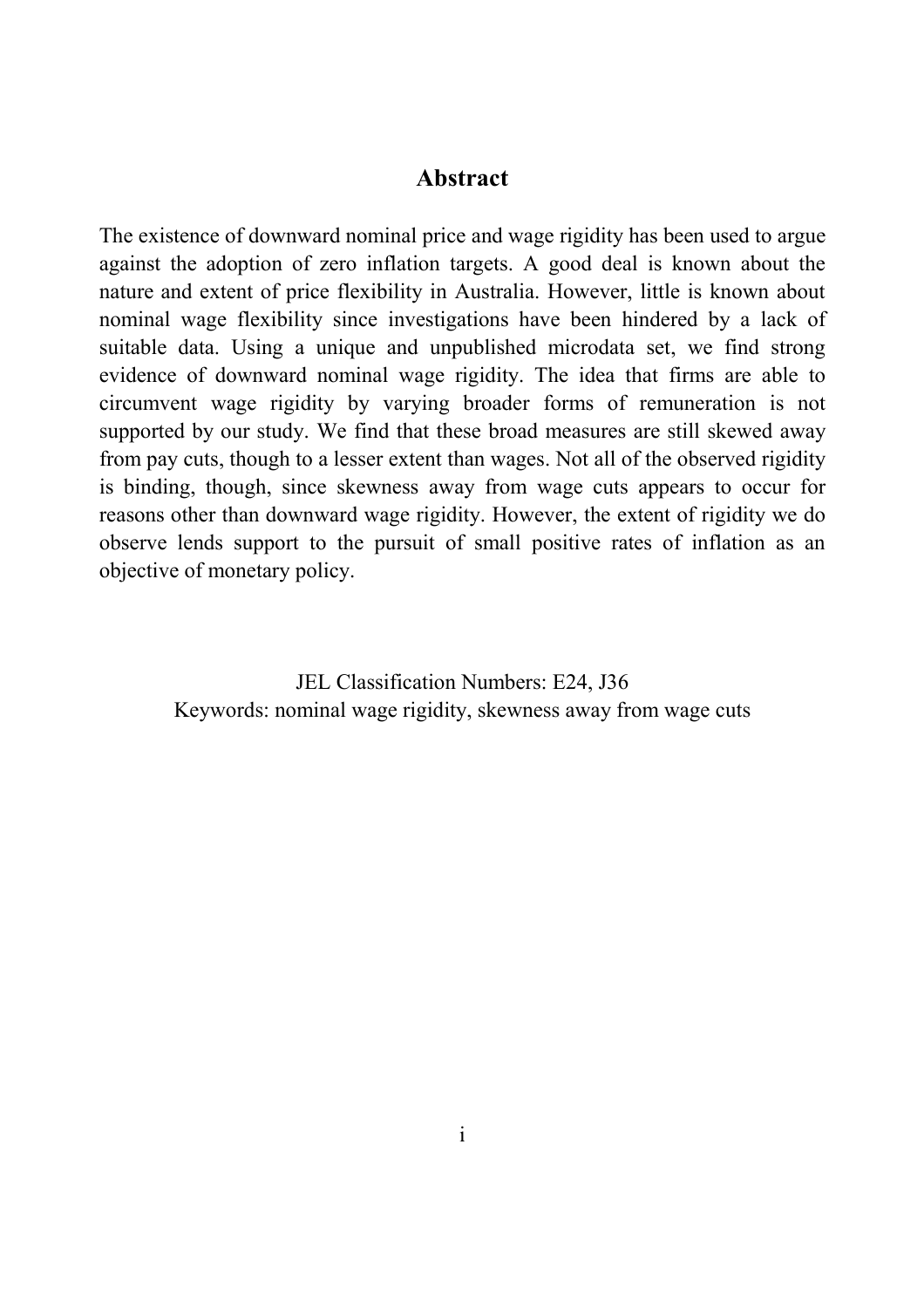# Abstract

The existence of downward nominal price and wage rigidity has been used to argue against the adoption of zero inflation targets. A good deal is known about the nature and extent of price flexibility in Australia. However, little is known about nominal wage flexibility since investigations have been hindered by a lack of suitable data. Using a unique and unpublished microdata set, we find strong evidence of downward nominal wage rigidity. The idea that firms are able to circumvent wage rigidity by varying broader forms of remuneration is not supported by our study. We find that these broad measures are still skewed away from pay cuts, though to a lesser extent than wages. Not all of the observed rigidity is binding, though, since skewness away from wage cuts appears to occur for reasons other than downward wage rigidity. However, the extent of rigidity we do observe lends support to the pursuit of small positive rates of inflation as an objective of monetary policy.

JEL Classification Numbers: E24, J36

Keywords: nominal wage rigidity, skewness away from wage cuts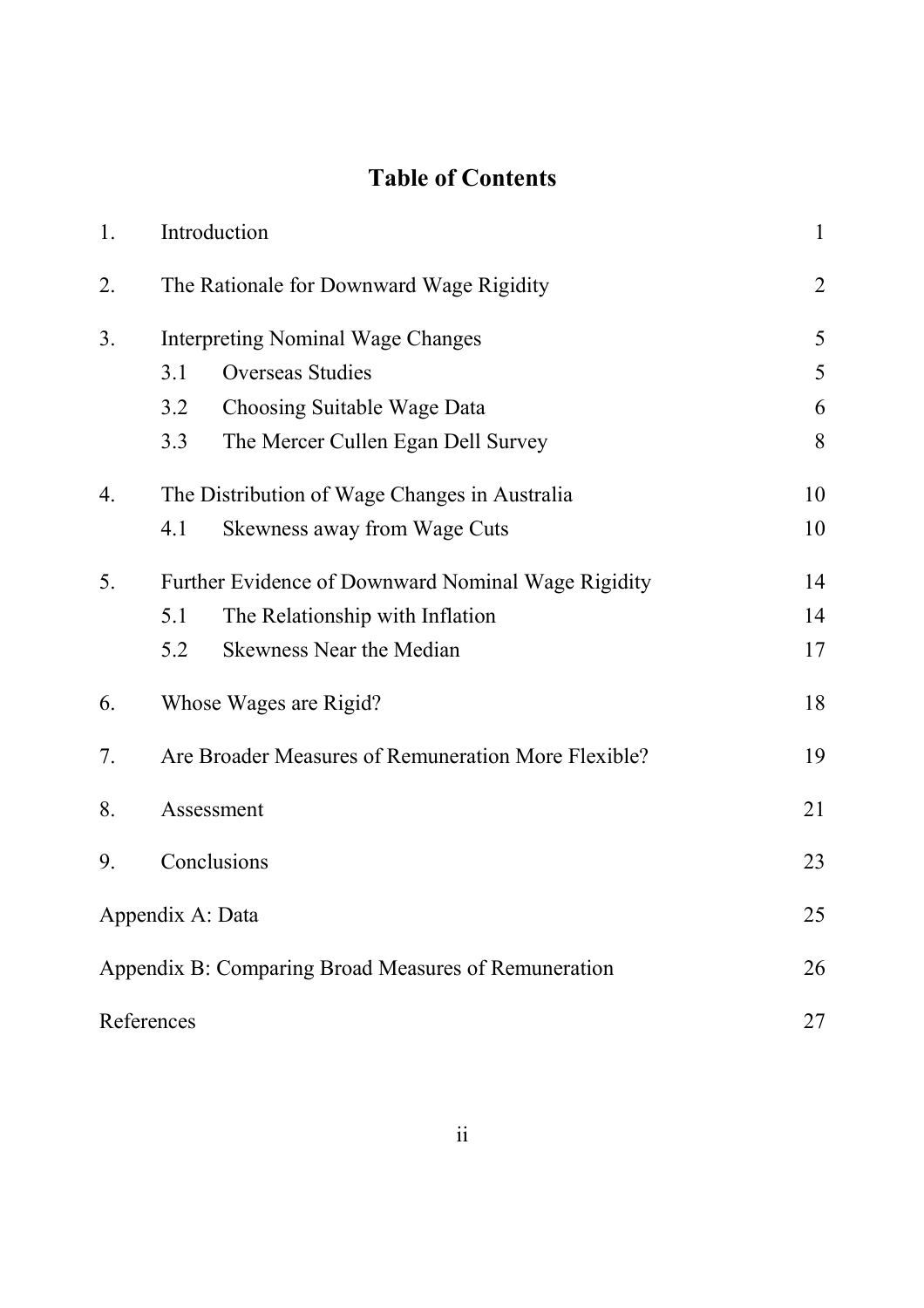# Table of Contents

| | | |
|---|---|---|
| 1. | Introduction | 1 |
| 2. | The Rationale for Downward Wage Rigidity | 2 |
| 3. | Interpreting Nominal Wage Changes | 5 |
| | 3.1 Overseas Studies | 5 |
| | 3.2 Choosing Suitable Wage Data | 6 |
| | 3.3 The Mercer Cullen Egan Dell Survey | 8 |
| 4. | The Distribution of Wage Changes in Australia | 10 |
| | 4.1 Skewness away from Wage Cuts | 10 |
| 5. | Further Evidence of Downward Nominal Wage Rigidity | 14 |
| | 5.1 The Relationship with Inflation | 14 |
| | 5.2 Skewness Near the Median | 17 |
| 6. | Whose Wages are Rigid? | 18 |
| 7. | Are Broader Measures of Remuneration More Flexible? | 19 |
| 8. | Assessment | 21 |
| 9. | Conclusions | 23 |
| Appendix A: Data | | 25 |
| Appendix B: Comparing Broad Measures of Remuneration | | 26 |
| References | | 27 |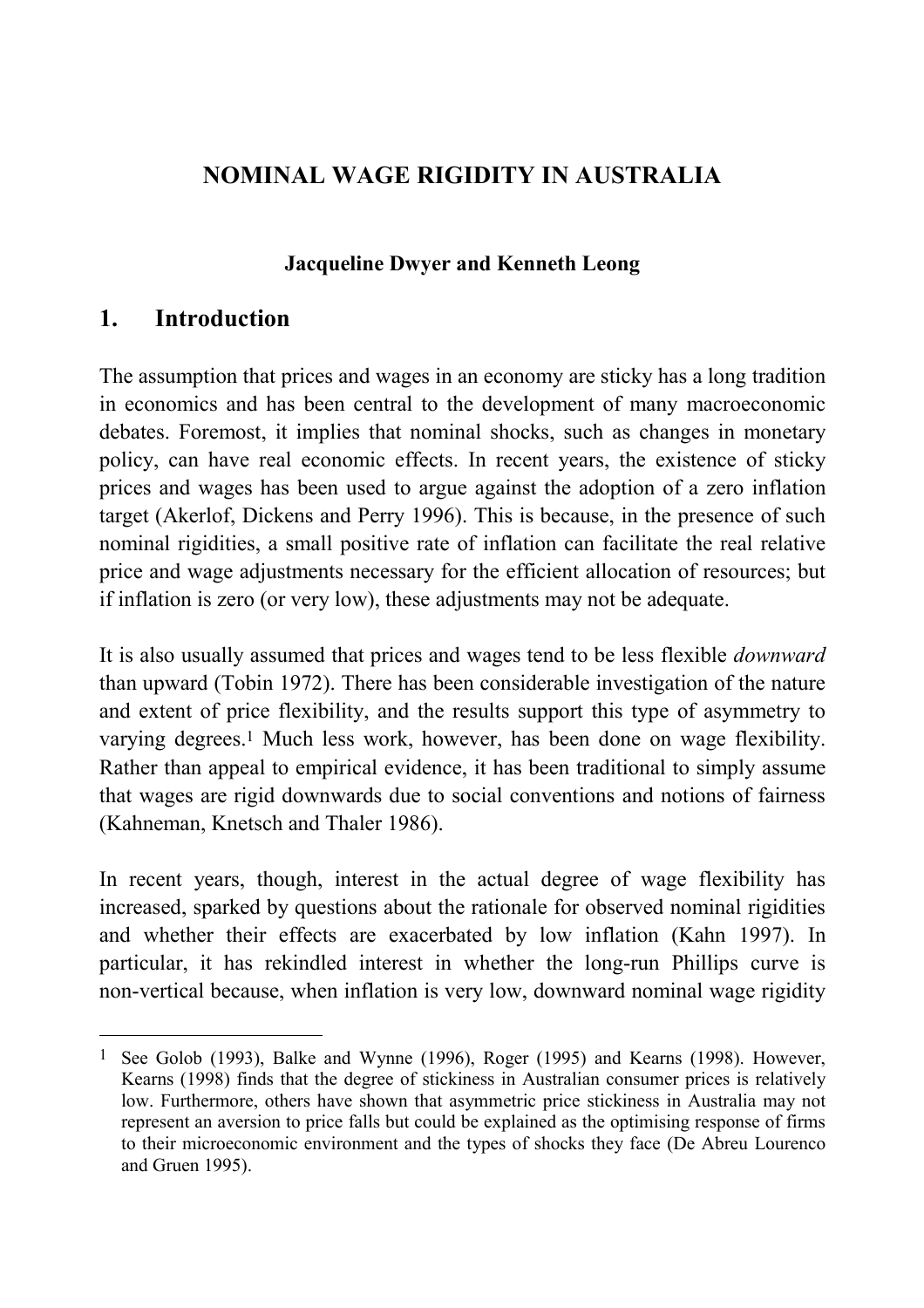# NOMINAL WAGE RIGIDITY IN AUSTRALIA

**Jacqueline Dwyer and Kenneth Leong**

## 1. Introduction

The assumption that prices and wages in an economy are sticky has a long tradition in economics and has been central to the development of many macroeconomic debates. Foremost, it implies that nominal shocks, such as changes in monetary policy, can have real economic effects. In recent years, the existence of sticky prices and wages has been used to argue against the adoption of a zero inflation target (Akerlof, Dickens and Perry 1996). This is because, in the presence of such nominal rigidities, a small positive rate of inflation can facilitate the real relative price and wage adjustments necessary for the efficient allocation of resources; but if inflation is zero (or very low), these adjustments may not be adequate.

It is also usually assumed that prices and wages tend to be less flexible *downward* than upward (Tobin 1972). There has been considerable investigation of the nature and extent of price flexibility, and the results support this type of asymmetry to varying degrees.[1] Much less work, however, has been done on wage flexibility. Rather than appeal to empirical evidence, it has been traditional to simply assume that wages are rigid downwards due to social conventions and notions of fairness (Kahneman, Knetsch and Thaler 1986).

In recent years, though, interest in the actual degree of wage flexibility has increased, sparked by questions about the rationale for observed nominal rigidities and whether their effects are exacerbated by low inflation (Kahn 1997). In particular, it has rekindled interest in whether the long-run Phillips curve is non-vertical because, when inflation is very low, downward nominal wage rigidity

[1] See Golob (1993), Balke and Wynne (1996), Roger (1995) and Kearns (1998). However, Kearns (1998) finds that the degree of stickiness in Australian consumer prices is relatively low. Furthermore, others have shown that asymmetric price stickiness in Australia may not represent an aversion to price falls but could be explained as the optimising response of firms to their microeconomic environment and the types of shocks they face (De Abreu Lourenco and Gruen 1995).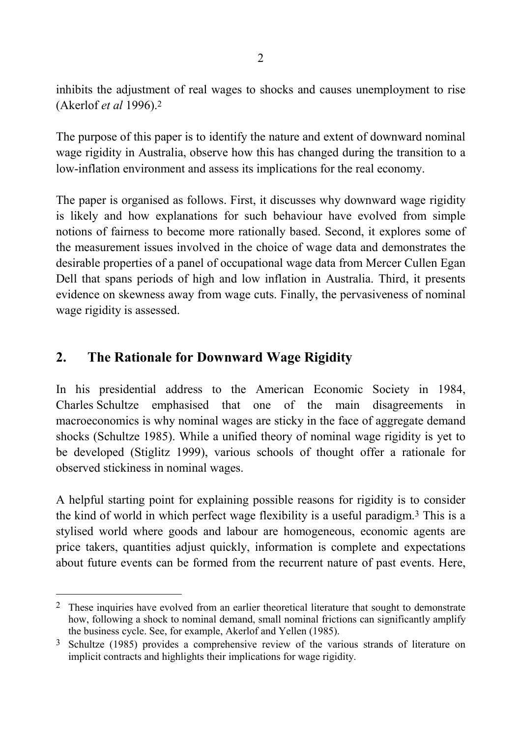inhibits the adjustment of real wages to shocks and causes unemployment to rise (Akerlof *et al* 1996).[2]

The purpose of this paper is to identify the nature and extent of downward nominal wage rigidity in Australia, observe how this has changed during the transition to a low-inflation environment and assess its implications for the real economy.

The paper is organised as follows. First, it discusses why downward wage rigidity is likely and how explanations for such behaviour have evolved from simple notions of fairness to become more rationally based. Second, it explores some of the measurement issues involved in the choice of wage data and demonstrates the desirable properties of a panel of occupational wage data from Mercer Cullen Egan Dell that spans periods of high and low inflation in Australia. Third, it presents evidence on skewness away from wage cuts. Finally, the pervasiveness of nominal wage rigidity is assessed.

## 2. The Rationale for Downward Wage Rigidity

In his presidential address to the American Economic Society in 1984, Charles Schultze emphasised that one of the main disagreements in macroeconomics is why nominal wages are sticky in the face of aggregate demand shocks (Schultze 1985). While a unified theory of nominal wage rigidity is yet to be developed (Stiglitz 1999), various schools of thought offer a rationale for observed stickiness in nominal wages.

A helpful starting point for explaining possible reasons for rigidity is to consider the kind of world in which perfect wage flexibility is a useful paradigm.[3] This is a stylised world where goods and labour are homogeneous, economic agents are price takers, quantities adjust quickly, information is complete and expectations about future events can be formed from the recurrent nature of past events. Here,

---

[2] These inquiries have evolved from an earlier theoretical literature that sought to demonstrate how, following a shock to nominal demand, small nominal frictions can significantly amplify the business cycle. See, for example, Akerlof and Yellen (1985).

[3] Schultze (1985) provides a comprehensive review of the various strands of literature on implicit contracts and highlights their implications for wage rigidity.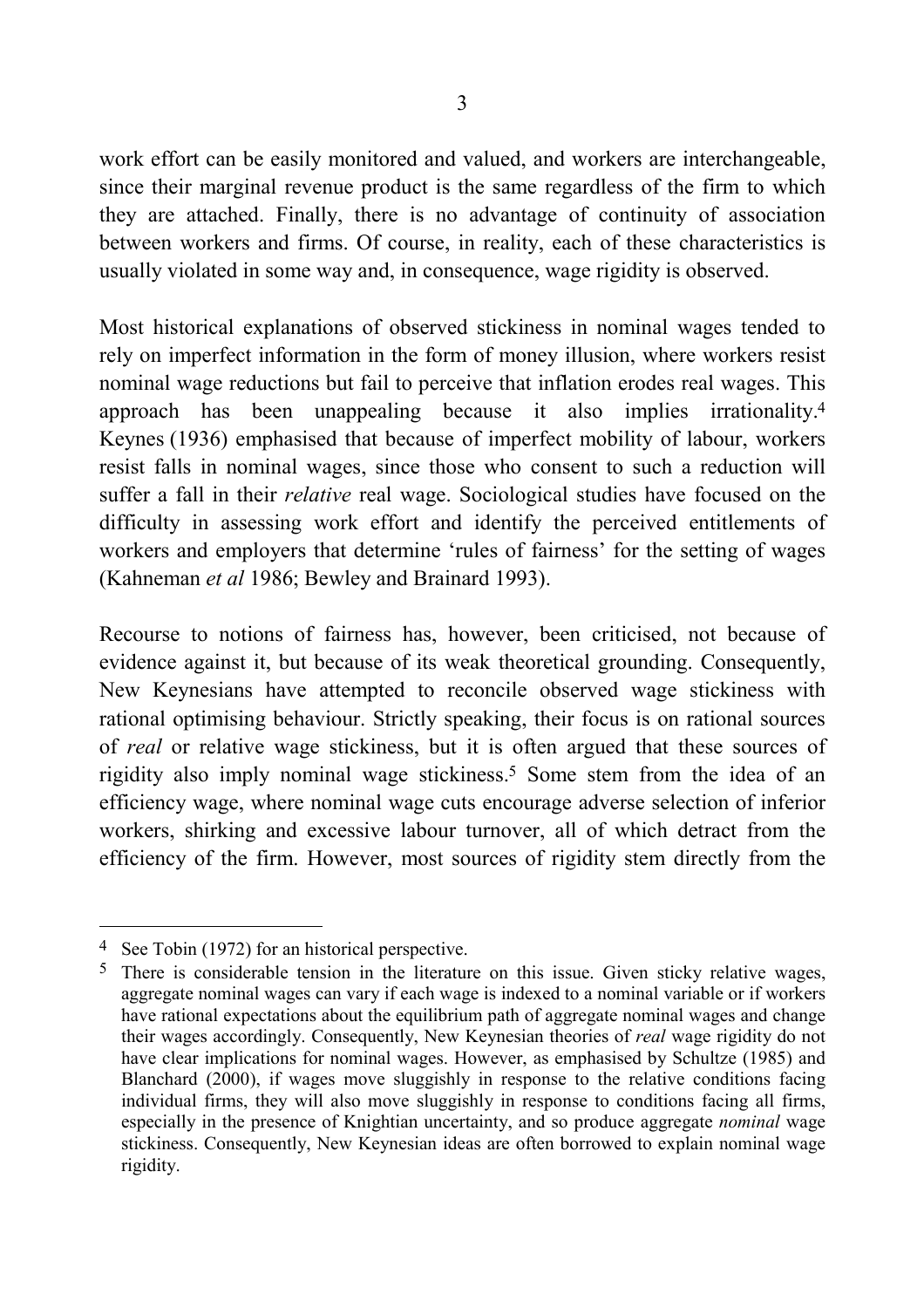work effort can be easily monitored and valued, and workers are interchangeable, since their marginal revenue product is the same regardless of the firm to which they are attached. Finally, there is no advantage of continuity of association between workers and firms. Of course, in reality, each of these characteristics is usually violated in some way and, in consequence, wage rigidity is observed.

Most historical explanations of observed stickiness in nominal wages tended to rely on imperfect information in the form of money illusion, where workers resist nominal wage reductions but fail to perceive that inflation erodes real wages. This approach has been unappealing because it also implies irrationality.[4] Keynes (1936) emphasised that because of imperfect mobility of labour, workers resist falls in nominal wages, since those who consent to such a reduction will suffer a fall in their *relative* real wage. Sociological studies have focused on the difficulty in assessing work effort and identify the perceived entitlements of workers and employers that determine 'rules of fairness' for the setting of wages (Kahneman *et al* 1986; Bewley and Brainard 1993).

Recourse to notions of fairness has, however, been criticised, not because of evidence against it, but because of its weak theoretical grounding. Consequently, New Keynesians have attempted to reconcile observed wage stickiness with rational optimising behaviour. Strictly speaking, their focus is on rational sources of *real* or relative wage stickiness, but it is often argued that these sources of rigidity also imply nominal wage stickiness.[5] Some stem from the idea of an efficiency wage, where nominal wage cuts encourage adverse selection of inferior workers, shirking and excessive labour turnover, all of which detract from the efficiency of the firm. However, most sources of rigidity stem directly from the

---

[4] See Tobin (1972) for an historical perspective.

[5] There is considerable tension in the literature on this issue. Given sticky relative wages, aggregate nominal wages can vary if each wage is indexed to a nominal variable or if workers have rational expectations about the equilibrium path of aggregate nominal wages and change their wages accordingly. Consequently, New Keynesian theories of *real* wage rigidity do not have clear implications for nominal wages. However, as emphasised by Schultze (1985) and Blanchard (2000), if wages move sluggishly in response to the relative conditions facing individual firms, they will also move sluggishly in response to conditions facing all firms, especially in the presence of Knightian uncertainty, and so produce aggregate *nominal* wage stickiness. Consequently, New Keynesian ideas are often borrowed to explain nominal wage rigidity.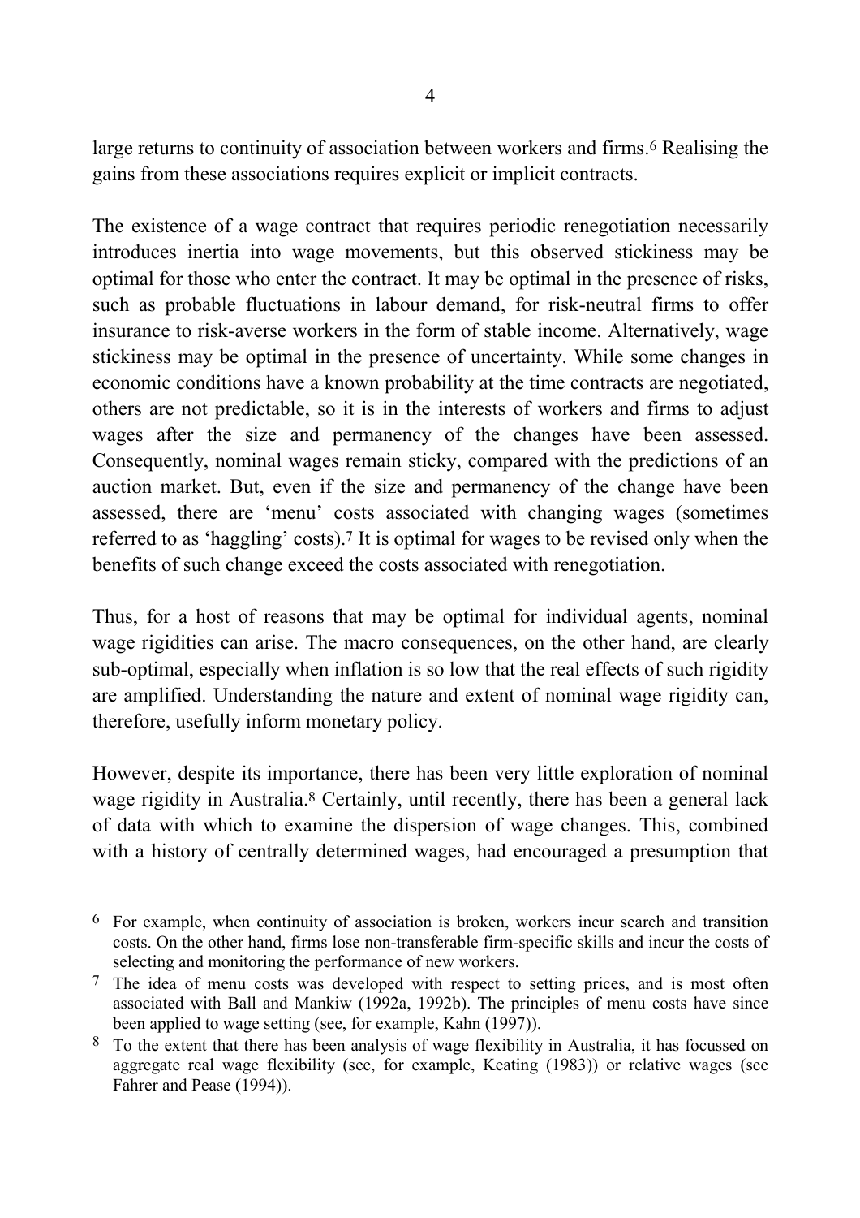large returns to continuity of association between workers and firms.[6] Realising the gains from these associations requires explicit or implicit contracts.

The existence of a wage contract that requires periodic renegotiation necessarily introduces inertia into wage movements, but this observed stickiness may be optimal for those who enter the contract. It may be optimal in the presence of risks, such as probable fluctuations in labour demand, for risk-neutral firms to offer insurance to risk-averse workers in the form of stable income. Alternatively, wage stickiness may be optimal in the presence of uncertainty. While some changes in economic conditions have a known probability at the time contracts are negotiated, others are not predictable, so it is in the interests of workers and firms to adjust wages after the size and permanency of the changes have been assessed. Consequently, nominal wages remain sticky, compared with the predictions of an auction market. But, even if the size and permanency of the change have been assessed, there are 'menu' costs associated with changing wages (sometimes referred to as 'haggling' costs).[7] It is optimal for wages to be revised only when the benefits of such change exceed the costs associated with renegotiation.

Thus, for a host of reasons that may be optimal for individual agents, nominal wage rigidities can arise. The macro consequences, on the other hand, are clearly sub-optimal, especially when inflation is so low that the real effects of such rigidity are amplified. Understanding the nature and extent of nominal wage rigidity can, therefore, usefully inform monetary policy.

However, despite its importance, there has been very little exploration of nominal wage rigidity in Australia.[8] Certainly, until recently, there has been a general lack of data with which to examine the dispersion of wage changes. This, combined with a history of centrally determined wages, had encouraged a presumption that

---

[6] For example, when continuity of association is broken, workers incur search and transition costs. On the other hand, firms lose non-transferable firm-specific skills and incur the costs of selecting and monitoring the performance of new workers.

[7] The idea of menu costs was developed with respect to setting prices, and is most often associated with Ball and Mankiw (1992a, 1992b). The principles of menu costs have since been applied to wage setting (see, for example, Kahn (1997)).

[8] To the extent that there has been analysis of wage flexibility in Australia, it has focussed on aggregate real wage flexibility (see, for example, Keating (1983)) or relative wages (see Fahrer and Pease (1994)).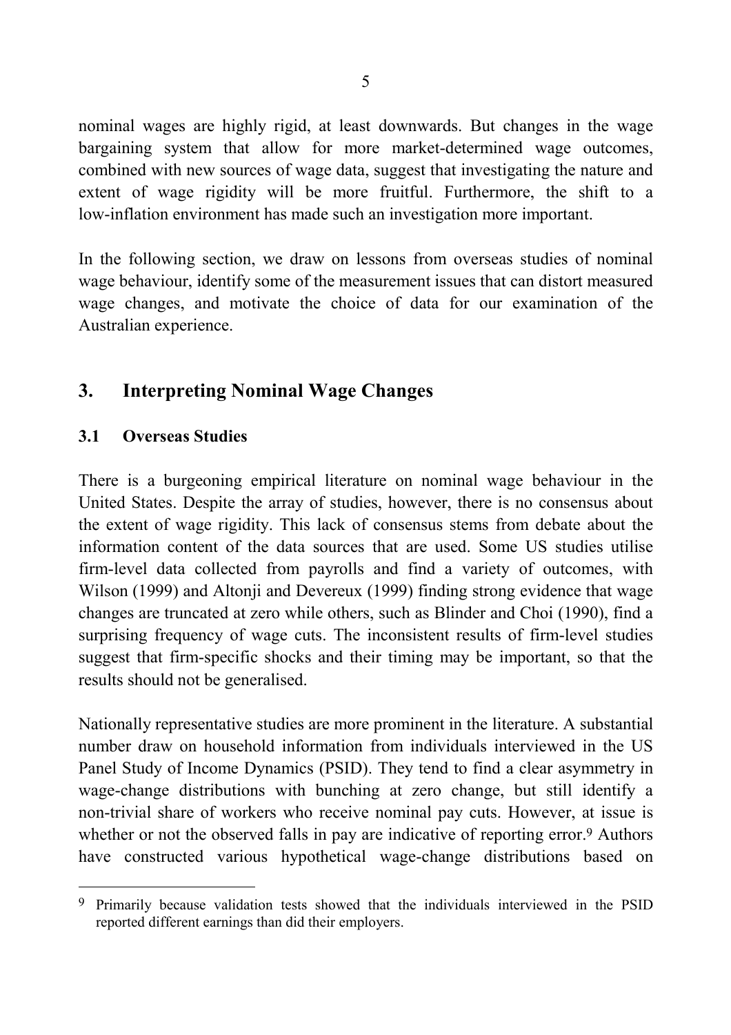nominal wages are highly rigid, at least downwards. But changes in the wage bargaining system that allow for more market-determined wage outcomes, combined with new sources of wage data, suggest that investigating the nature and extent of wage rigidity will be more fruitful. Furthermore, the shift to a low-inflation environment has made such an investigation more important.

In the following section, we draw on lessons from overseas studies of nominal wage behaviour, identify some of the measurement issues that can distort measured wage changes, and motivate the choice of data for our examination of the Australian experience.

## 3. Interpreting Nominal Wage Changes

### 3.1 Overseas Studies

There is a burgeoning empirical literature on nominal wage behaviour in the United States. Despite the array of studies, however, there is no consensus about the extent of wage rigidity. This lack of consensus stems from debate about the information content of the data sources that are used. Some US studies utilise firm-level data collected from payrolls and find a variety of outcomes, with Wilson (1999) and Altonji and Devereux (1999) finding strong evidence that wage changes are truncated at zero while others, such as Blinder and Choi (1990), find a surprising frequency of wage cuts. The inconsistent results of firm-level studies suggest that firm-specific shocks and their timing may be important, so that the results should not be generalised.

Nationally representative studies are more prominent in the literature. A substantial number draw on household information from individuals interviewed in the US Panel Study of Income Dynamics (PSID). They tend to find a clear asymmetry in wage-change distributions with bunching at zero change, but still identify a non-trivial share of workers who receive nominal pay cuts. However, at issue is whether or not the observed falls in pay are indicative of reporting error.[9] Authors have constructed various hypothetical wage-change distributions based on

[9] Primarily because validation tests showed that the individuals interviewed in the PSID reported different earnings than did their employers.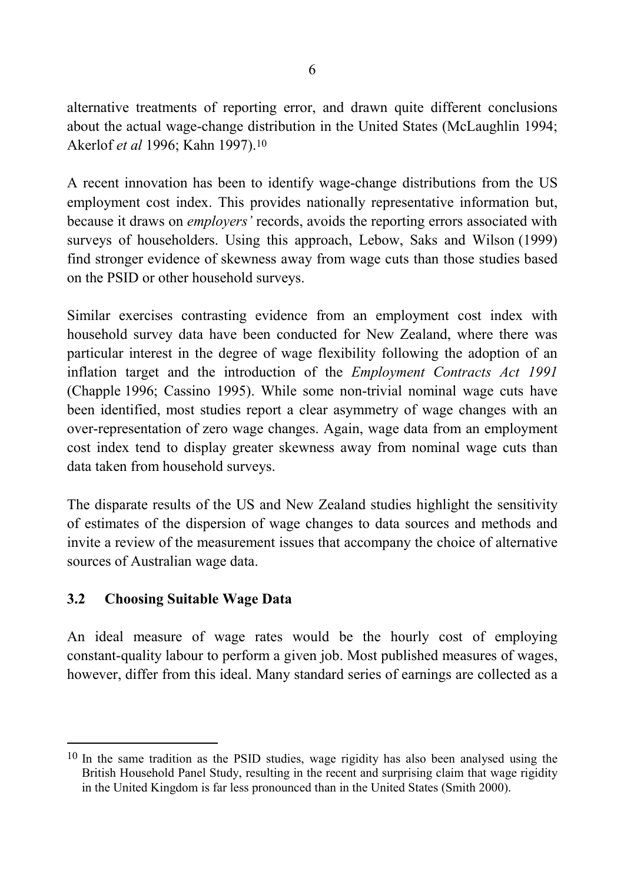alternative treatments of reporting error, and drawn quite different conclusions about the actual wage-change distribution in the United States (McLaughlin 1994; Akerlof *et al* 1996; Kahn 1997).[10]

A recent innovation has been to identify wage-change distributions from the US employment cost index. This provides nationally representative information but, because it draws on *employers'* records, avoids the reporting errors associated with surveys of householders. Using this approach, Lebow, Saks and Wilson (1999) find stronger evidence of skewness away from wage cuts than those studies based on the PSID or other household surveys.

Similar exercises contrasting evidence from an employment cost index with household survey data have been conducted for New Zealand, where there was particular interest in the degree of wage flexibility following the adoption of an inflation target and the introduction of the *Employment Contracts Act 1991* (Chapple 1996; Cassino 1995). While some non-trivial nominal wage cuts have been identified, most studies report a clear asymmetry of wage changes with an over-representation of zero wage changes. Again, wage data from an employment cost index tend to display greater skewness away from nominal wage cuts than data taken from household surveys.

The disparate results of the US and New Zealand studies highlight the sensitivity of estimates of the dispersion of wage changes to data sources and methods and invite a review of the measurement issues that accompany the choice of alternative sources of Australian wage data.

### 3.2 Choosing Suitable Wage Data

An ideal measure of wage rates would be the hourly cost of employing constant-quality labour to perform a given job. Most published measures of wages, however, differ from this ideal. Many standard series of earnings are collected as a

---

[10] In the same tradition as the PSID studies, wage rigidity has also been analysed using the British Household Panel Study, resulting in the recent and surprising claim that wage rigidity in the United Kingdom is far less pronounced than in the United States (Smith 2000).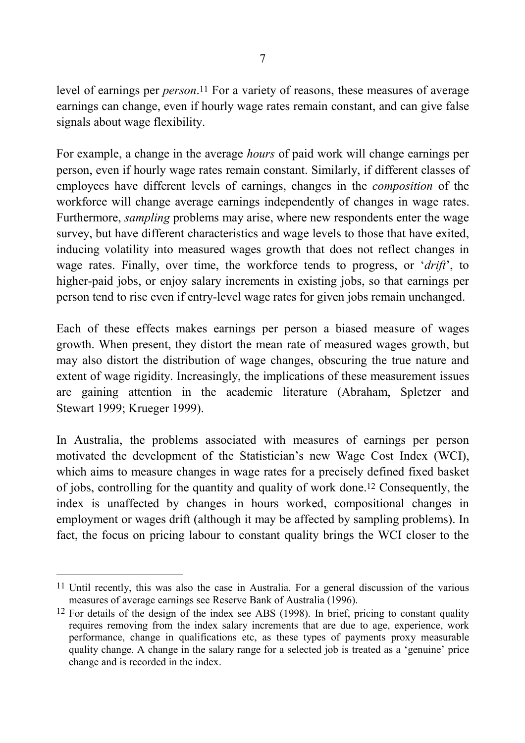level of earnings per *person*.[11] For a variety of reasons, these measures of average earnings can change, even if hourly wage rates remain constant, and can give false signals about wage flexibility.

For example, a change in the average *hours* of paid work will change earnings per person, even if hourly wage rates remain constant. Similarly, if different classes of employees have different levels of earnings, changes in the *composition* of the workforce will change average earnings independently of changes in wage rates. Furthermore, *sampling* problems may arise, where new respondents enter the wage survey, but have different characteristics and wage levels to those that have exited, inducing volatility into measured wages growth that does not reflect changes in wage rates. Finally, over time, the workforce tends to progress, or '*drift*', to higher-paid jobs, or enjoy salary increments in existing jobs, so that earnings per person tend to rise even if entry-level wage rates for given jobs remain unchanged.

Each of these effects makes earnings per person a biased measure of wages growth. When present, they distort the mean rate of measured wages growth, but may also distort the distribution of wage changes, obscuring the true nature and extent of wage rigidity. Increasingly, the implications of these measurement issues are gaining attention in the academic literature (Abraham, Spletzer and Stewart 1999; Krueger 1999).

In Australia, the problems associated with measures of earnings per person motivated the development of the Statistician's new Wage Cost Index (WCI), which aims to measure changes in wage rates for a precisely defined fixed basket of jobs, controlling for the quantity and quality of work done.[12] Consequently, the index is unaffected by changes in hours worked, compositional changes in employment or wages drift (although it may be affected by sampling problems). In fact, the focus on pricing labour to constant quality brings the WCI closer to the

---

[11] Until recently, this was also the case in Australia. For a general discussion of the various measures of average earnings see Reserve Bank of Australia (1996).

[12] For details of the design of the index see ABS (1998). In brief, pricing to constant quality requires removing from the index salary increments that are due to age, experience, work performance, change in qualifications etc, as these types of payments proxy measurable quality change. A change in the salary range for a selected job is treated as a 'genuine' price change and is recorded in the index.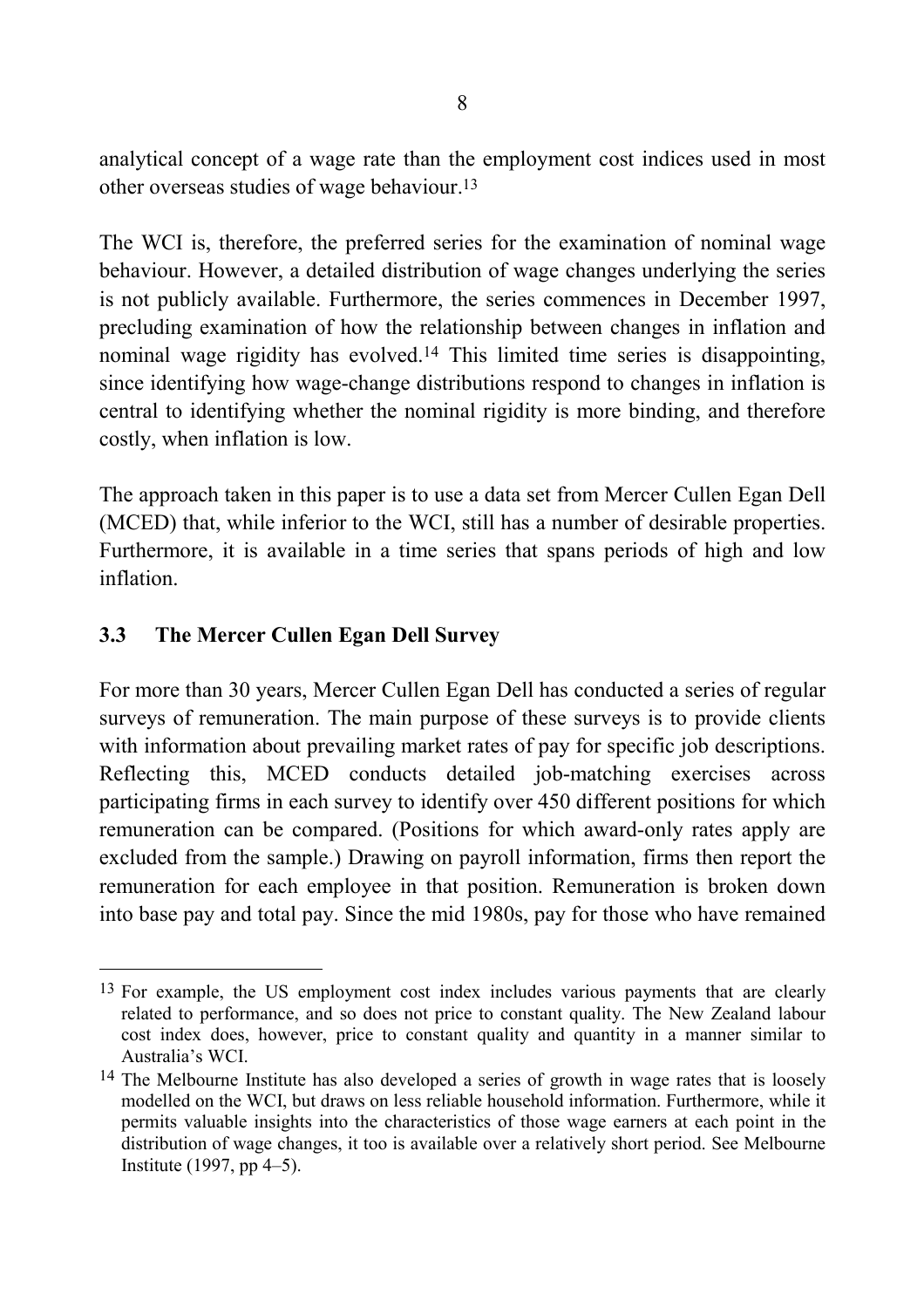analytical concept of a wage rate than the employment cost indices used in most other overseas studies of wage behaviour.[13]

The WCI is, therefore, the preferred series for the examination of nominal wage behaviour. However, a detailed distribution of wage changes underlying the series is not publicly available. Furthermore, the series commences in December 1997, precluding examination of how the relationship between changes in inflation and nominal wage rigidity has evolved.[14] This limited time series is disappointing, since identifying how wage-change distributions respond to changes in inflation is central to identifying whether the nominal rigidity is more binding, and therefore costly, when inflation is low.

The approach taken in this paper is to use a data set from Mercer Cullen Egan Dell (MCED) that, while inferior to the WCI, still has a number of desirable properties. Furthermore, it is available in a time series that spans periods of high and low inflation.

### 3.3 The Mercer Cullen Egan Dell Survey

For more than 30 years, Mercer Cullen Egan Dell has conducted a series of regular surveys of remuneration. The main purpose of these surveys is to provide clients with information about prevailing market rates of pay for specific job descriptions. Reflecting this, MCED conducts detailed job-matching exercises across participating firms in each survey to identify over 450 different positions for which remuneration can be compared. (Positions for which award-only rates apply are excluded from the sample.) Drawing on payroll information, firms then report the remuneration for each employee in that position. Remuneration is broken down into base pay and total pay. Since the mid 1980s, pay for those who have remained

---

[13] For example, the US employment cost index includes various payments that are clearly related to performance, and so does not price to constant quality. The New Zealand labour cost index does, however, price to constant quality and quantity in a manner similar to Australia's WCI.

[14] The Melbourne Institute has also developed a series of growth in wage rates that is loosely modelled on the WCI, but draws on less reliable household information. Furthermore, while it permits valuable insights into the characteristics of those wage earners at each point in the distribution of wage changes, it too is available over a relatively short period. See Melbourne Institute (1997, pp 4–5).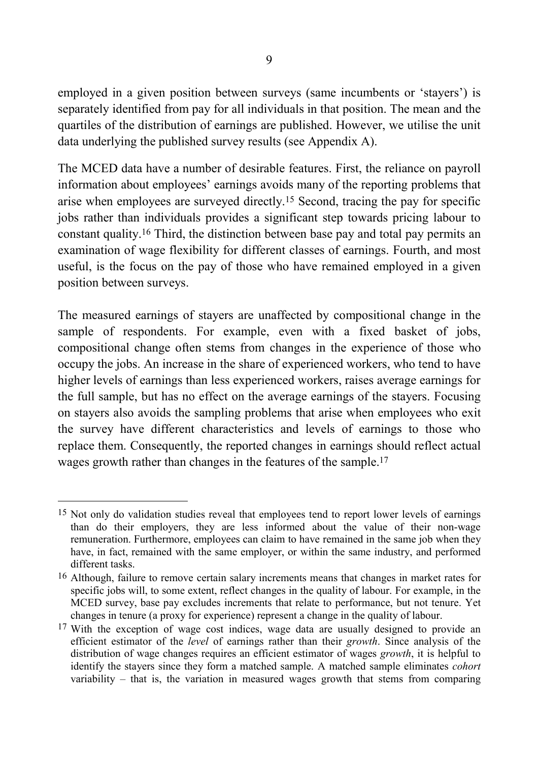employed in a given position between surveys (same incumbents or 'stayers') is separately identified from pay for all individuals in that position. The mean and the quartiles of the distribution of earnings are published. However, we utilise the unit data underlying the published survey results (see Appendix A).

The MCED data have a number of desirable features. First, the reliance on payroll information about employees' earnings avoids many of the reporting problems that arise when employees are surveyed directly.[15] Second, tracing the pay for specific jobs rather than individuals provides a significant step towards pricing labour to constant quality.[16] Third, the distinction between base pay and total pay permits an examination of wage flexibility for different classes of earnings. Fourth, and most useful, is the focus on the pay of those who have remained employed in a given position between surveys.

The measured earnings of stayers are unaffected by compositional change in the sample of respondents. For example, even with a fixed basket of jobs, compositional change often stems from changes in the experience of those who occupy the jobs. An increase in the share of experienced workers, who tend to have higher levels of earnings than less experienced workers, raises average earnings for the full sample, but has no effect on the average earnings of the stayers. Focusing on stayers also avoids the sampling problems that arise when employees who exit the survey have different characteristics and levels of earnings to those who replace them. Consequently, the reported changes in earnings should reflect actual wages growth rather than changes in the features of the sample.[17]

---

[15] Not only do validation studies reveal that employees tend to report lower levels of earnings than do their employers, they are less informed about the value of their non-wage remuneration. Furthermore, employees can claim to have remained in the same job when they have, in fact, remained with the same employer, or within the same industry, and performed different tasks.

[16] Although, failure to remove certain salary increments means that changes in market rates for specific jobs will, to some extent, reflect changes in the quality of labour. For example, in the MCED survey, base pay excludes increments that relate to performance, but not tenure. Yet changes in tenure (a proxy for experience) represent a change in the quality of labour.

[17] With the exception of wage cost indices, wage data are usually designed to provide an efficient estimator of the *level* of earnings rather than their *growth*. Since analysis of the distribution of wage changes requires an efficient estimator of wages *growth*, it is helpful to identify the stayers since they form a matched sample. A matched sample eliminates *cohort* variability – that is, the variation in measured wages growth that stems from comparing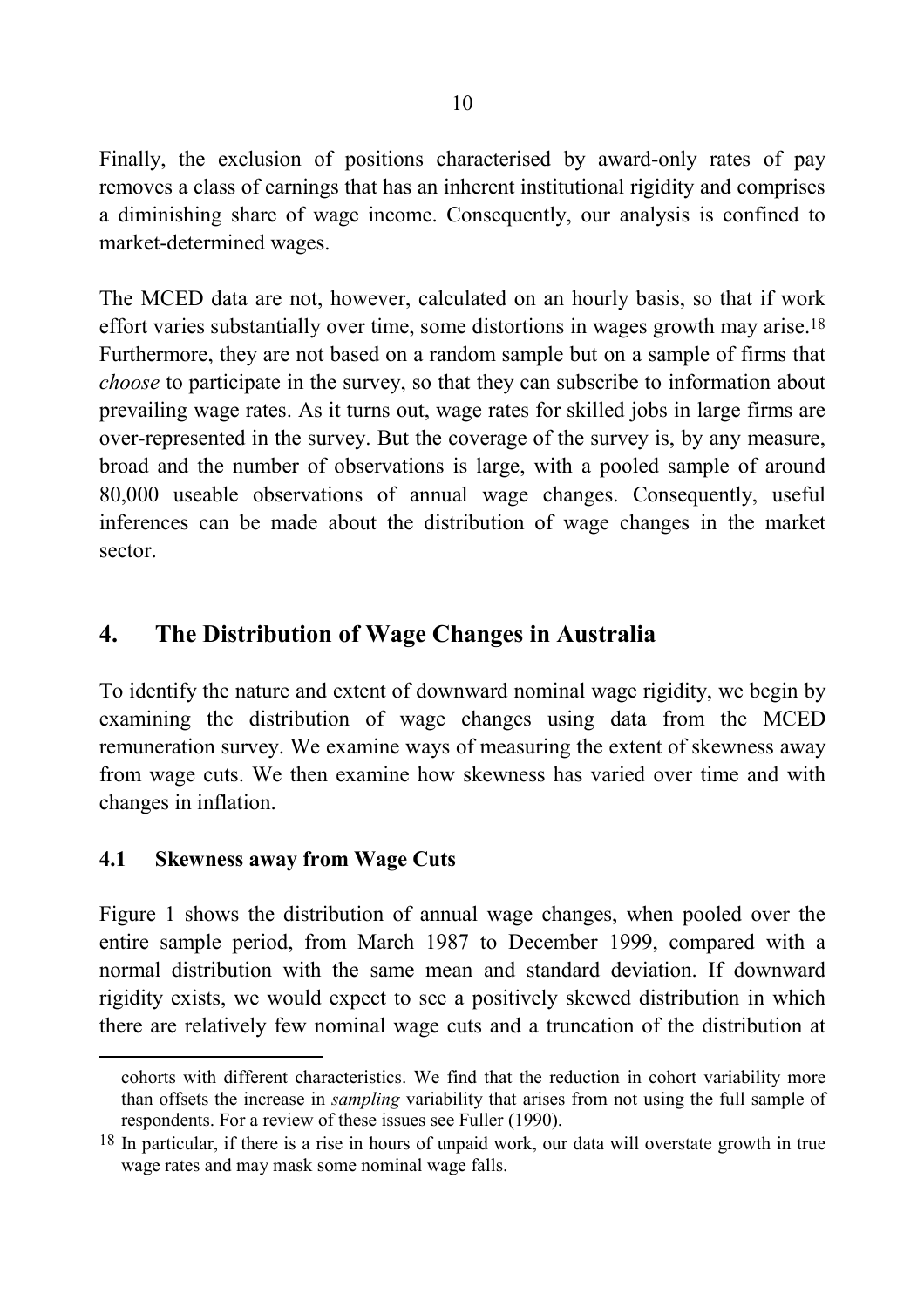Finally, the exclusion of positions characterised by award-only rates of pay removes a class of earnings that has an inherent institutional rigidity and comprises a diminishing share of wage income. Consequently, our analysis is confined to market-determined wages.

The MCED data are not, however, calculated on an hourly basis, so that if work effort varies substantially over time, some distortions in wages growth may arise.[18] Furthermore, they are not based on a random sample but on a sample of firms that *choose* to participate in the survey, so that they can subscribe to information about prevailing wage rates. As it turns out, wage rates for skilled jobs in large firms are over-represented in the survey. But the coverage of the survey is, by any measure, broad and the number of observations is large, with a pooled sample of around 80,000 useable observations of annual wage changes. Consequently, useful inferences can be made about the distribution of wage changes in the market sector.

## 4. The Distribution of Wage Changes in Australia

To identify the nature and extent of downward nominal wage rigidity, we begin by examining the distribution of wage changes using data from the MCED remuneration survey. We examine ways of measuring the extent of skewness away from wage cuts. We then examine how skewness has varied over time and with changes in inflation.

### 4.1 Skewness away from Wage Cuts

Figure 1 shows the distribution of annual wage changes, when pooled over the entire sample period, from March 1987 to December 1999, compared with a normal distribution with the same mean and standard deviation. If downward rigidity exists, we would expect to see a positively skewed distribution in which there are relatively few nominal wage cuts and a truncation of the distribution at

cohorts with different characteristics. We find that the reduction in cohort variability more than offsets the increase in *sampling* variability that arises from not using the full sample of respondents. For a review of these issues see Fuller (1990).

[18] In particular, if there is a rise in hours of unpaid work, our data will overstate growth in true wage rates and may mask some nominal wage falls.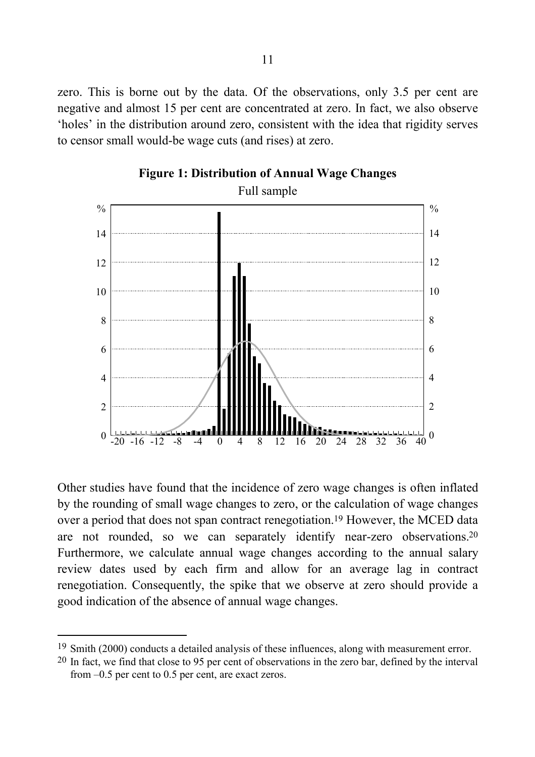zero. This is borne out by the data. Of the observations, only 3.5 per cent are negative and almost 15 per cent are concentrated at zero. In fact, we also observe 'holes' in the distribution around zero, consistent with the idea that rigidity serves to censor small would-be wage cuts (and rises) at zero.

**Figure 1: Distribution of Annual Wage Changes**

Full sample

Other studies have found that the incidence of zero wage changes is often inflated by the rounding of small wage changes to zero, or the calculation of wage changes over a period that does not span contract renegotiation.[19] However, the MCED data are not rounded, so we can separately identify near-zero observations.[20] Furthermore, we calculate annual wage changes according to the annual salary review dates used by each firm and allow for an average lag in contract renegotiation. Consequently, the spike that we observe at zero should provide a good indication of the absence of annual wage changes.

[19] Smith (2000) conducts a detailed analysis of these influences, along with measurement error.

[20] In fact, we find that close to 95 per cent of observations in the zero bar, defined by the interval from –0.5 per cent to 0.5 per cent, are exact zeros.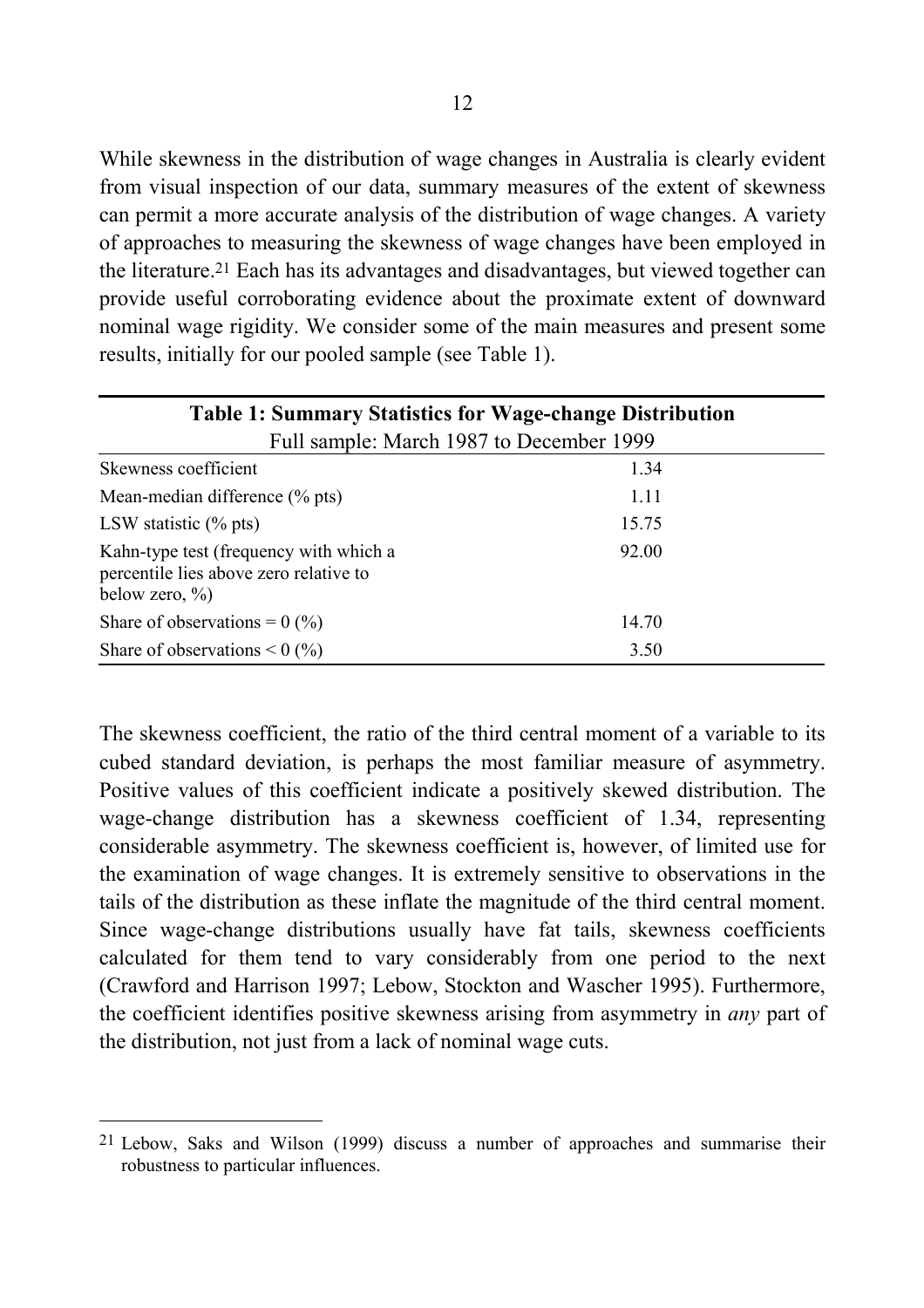While skewness in the distribution of wage changes in Australia is clearly evident from visual inspection of our data, summary measures of the extent of skewness can permit a more accurate analysis of the distribution of wage changes. A variety of approaches to measuring the skewness of wage changes have been employed in the literature.[21] Each has its advantages and disadvantages, but viewed together can provide useful corroborating evidence about the proximate extent of downward nominal wage rigidity. We consider some of the main measures and present some results, initially for our pooled sample (see Table 1).

**Table 1: Summary Statistics for Wage-change Distribution**

Full sample: March 1987 to December 1999

| | |
|---|---|
| Skewness coefficient | 1.34 |
| Mean-median difference (% pts) | 1.11 |
| LSW statistic (% pts) | 15.75 |
| Kahn-type test (frequency with which a percentile lies above zero relative to below zero, %) | 92.00 |
| Share of observations = 0 (%) | 14.70 |
| Share of observations < 0 (%) | 3.50 |

The skewness coefficient, the ratio of the third central moment of a variable to its cubed standard deviation, is perhaps the most familiar measure of asymmetry. Positive values of this coefficient indicate a positively skewed distribution. The wage-change distribution has a skewness coefficient of 1.34, representing considerable asymmetry. The skewness coefficient is, however, of limited use for the examination of wage changes. It is extremely sensitive to observations in the tails of the distribution as these inflate the magnitude of the third central moment. Since wage-change distributions usually have fat tails, skewness coefficients calculated for them tend to vary considerably from one period to the next (Crawford and Harrison 1997; Lebow, Stockton and Wascher 1995). Furthermore, the coefficient identifies positive skewness arising from asymmetry in *any* part of the distribution, not just from a lack of nominal wage cuts.

[21] Lebow, Saks and Wilson (1999) discuss a number of approaches and summarise their robustness to particular influences.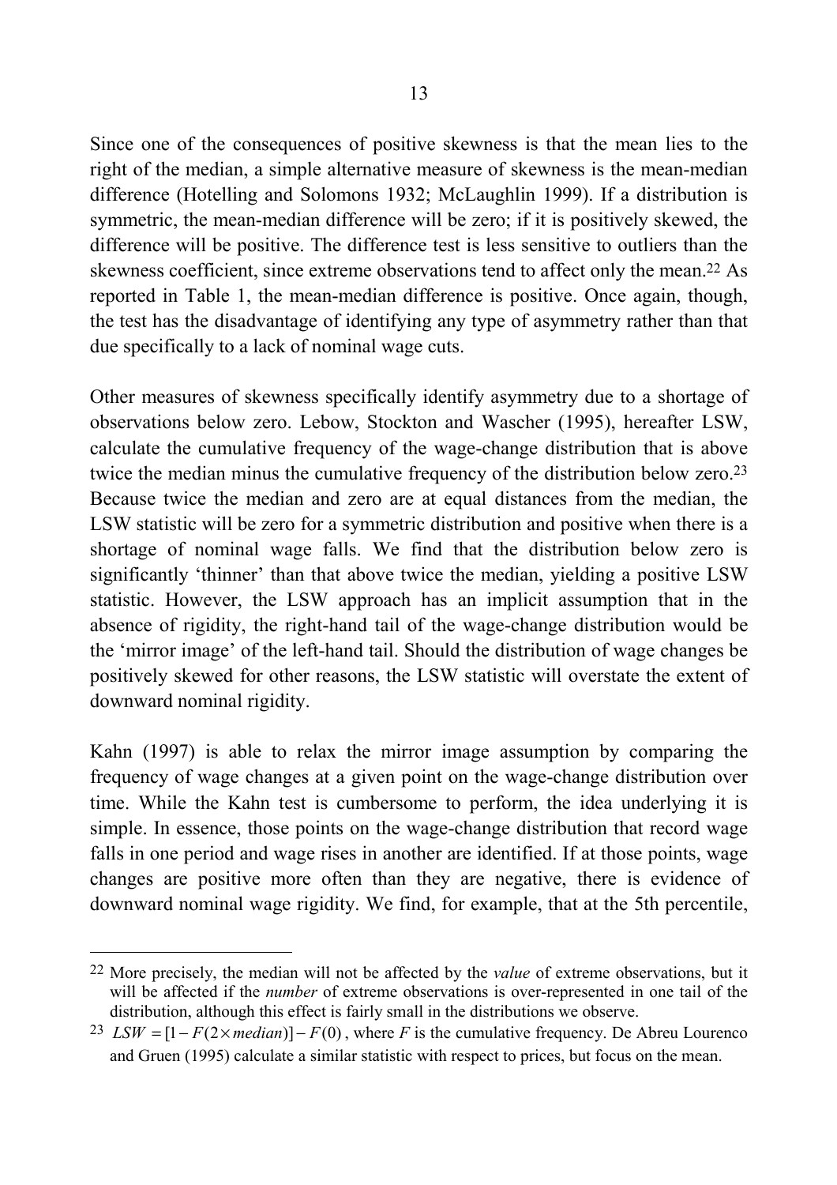Since one of the consequences of positive skewness is that the mean lies to the right of the median, a simple alternative measure of skewness is the mean-median difference (Hotelling and Solomons 1932; McLaughlin 1999). If a distribution is symmetric, the mean-median difference will be zero; if it is positively skewed, the difference will be positive. The difference test is less sensitive to outliers than the skewness coefficient, since extreme observations tend to affect only the mean.[22] As reported in Table 1, the mean-median difference is positive. Once again, though, the test has the disadvantage of identifying any type of asymmetry rather than that due specifically to a lack of nominal wage cuts.

Other measures of skewness specifically identify asymmetry due to a shortage of observations below zero. Lebow, Stockton and Wascher (1995), hereafter LSW, calculate the cumulative frequency of the wage-change distribution that is above twice the median minus the cumulative frequency of the distribution below zero.[23] Because twice the median and zero are at equal distances from the median, the LSW statistic will be zero for a symmetric distribution and positive when there is a shortage of nominal wage falls. We find that the distribution below zero is significantly 'thinner' than that above twice the median, yielding a positive LSW statistic. However, the LSW approach has an implicit assumption that in the absence of rigidity, the right-hand tail of the wage-change distribution would be the 'mirror image' of the left-hand tail. Should the distribution of wage changes be positively skewed for other reasons, the LSW statistic will overstate the extent of downward nominal rigidity.

Kahn (1997) is able to relax the mirror image assumption by comparing the frequency of wage changes at a given point on the wage-change distribution over time. While the Kahn test is cumbersome to perform, the idea underlying it is simple. In essence, those points on the wage-change distribution that record wage falls in one period and wage rises in another are identified. If at those points, wage changes are positive more often than they are negative, there is evidence of downward nominal wage rigidity. We find, for example, that at the 5th percentile,

---

[22] More precisely, the median will not be affected by the *value* of extreme observations, but it will be affected if the *number* of extreme observations is over-represented in one tail of the distribution, although this effect is fairly small in the distributions we observe.

[23] $LSW = [1 - F(2 \times median)] - F(0)$, where $F$ is the cumulative frequency. De Abreu Lourenco and Gruen (1995) calculate a similar statistic with respect to prices, but focus on the mean.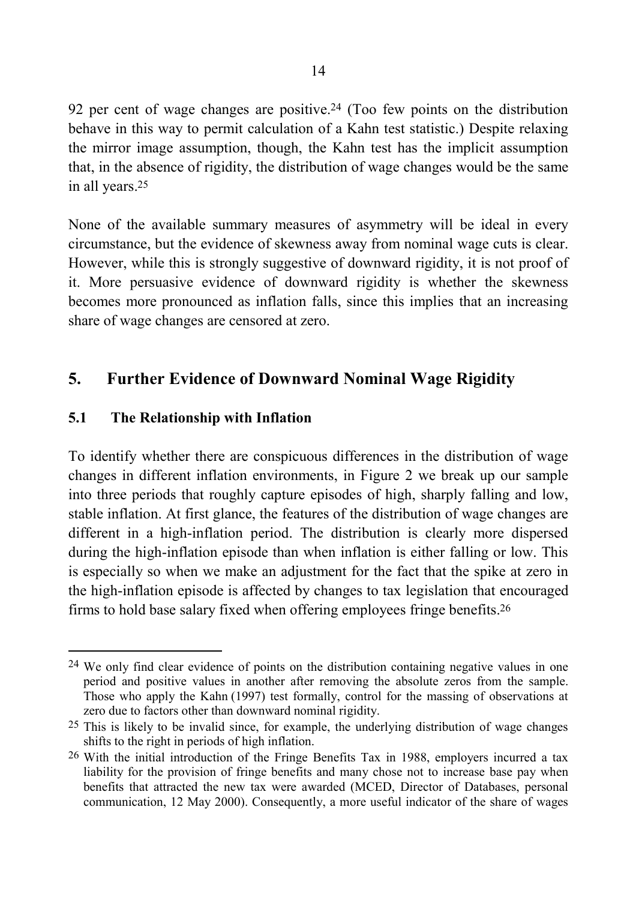92 per cent of wage changes are positive.[24] (Too few points on the distribution behave in this way to permit calculation of a Kahn test statistic.) Despite relaxing the mirror image assumption, though, the Kahn test has the implicit assumption that, in the absence of rigidity, the distribution of wage changes would be the same in all years.[25]

None of the available summary measures of asymmetry will be ideal in every circumstance, but the evidence of skewness away from nominal wage cuts is clear. However, while this is strongly suggestive of downward rigidity, it is not proof of it. More persuasive evidence of downward rigidity is whether the skewness becomes more pronounced as inflation falls, since this implies that an increasing share of wage changes are censored at zero.

## 5. Further Evidence of Downward Nominal Wage Rigidity

### 5.1 The Relationship with Inflation

To identify whether there are conspicuous differences in the distribution of wage changes in different inflation environments, in Figure 2 we break up our sample into three periods that roughly capture episodes of high, sharply falling and low, stable inflation. At first glance, the features of the distribution of wage changes are different in a high-inflation period. The distribution is clearly more dispersed during the high-inflation episode than when inflation is either falling or low. This is especially so when we make an adjustment for the fact that the spike at zero in the high-inflation episode is affected by changes to tax legislation that encouraged firms to hold base salary fixed when offering employees fringe benefits.[26]

---

[24] We only find clear evidence of points on the distribution containing negative values in one period and positive values in another after removing the absolute zeros from the sample. Those who apply the Kahn (1997) test formally, control for the massing of observations at zero due to factors other than downward nominal rigidity.

[25] This is likely to be invalid since, for example, the underlying distribution of wage changes shifts to the right in periods of high inflation.

[26] With the initial introduction of the Fringe Benefits Tax in 1988, employers incurred a tax liability for the provision of fringe benefits and many chose not to increase base pay when benefits that attracted the new tax were awarded (MCED, Director of Databases, personal communication, 12 May 2000). Consequently, a more useful indicator of the share of wages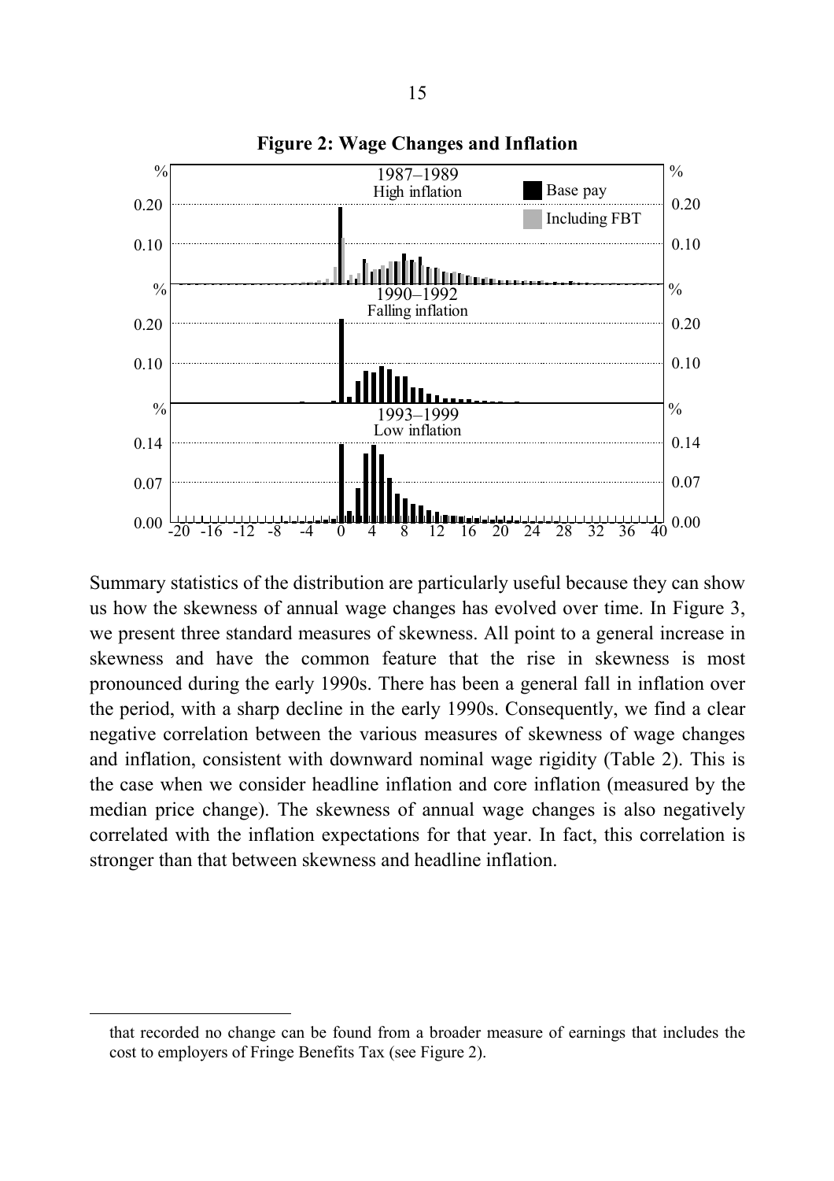**Figure 2: Wage Changes and Inflation**

Summary statistics of the distribution are particularly useful because they can show us how the skewness of annual wage changes has evolved over time. In Figure 3, we present three standard measures of skewness. All point to a general increase in skewness and have the common feature that the rise in skewness is most pronounced during the early 1990s. There has been a general fall in inflation over the period, with a sharp decline in the early 1990s. Consequently, we find a clear negative correlation between the various measures of skewness of wage changes and inflation, consistent with downward nominal wage rigidity (Table 2). This is the case when we consider headline inflation and core inflation (measured by the median price change). The skewness of annual wage changes is also negatively correlated with the inflation expectations for that year. In fact, this correlation is stronger than that between skewness and headline inflation.

that recorded no change can be found from a broader measure of earnings that includes the cost to employers of Fringe Benefits Tax (see Figure 2).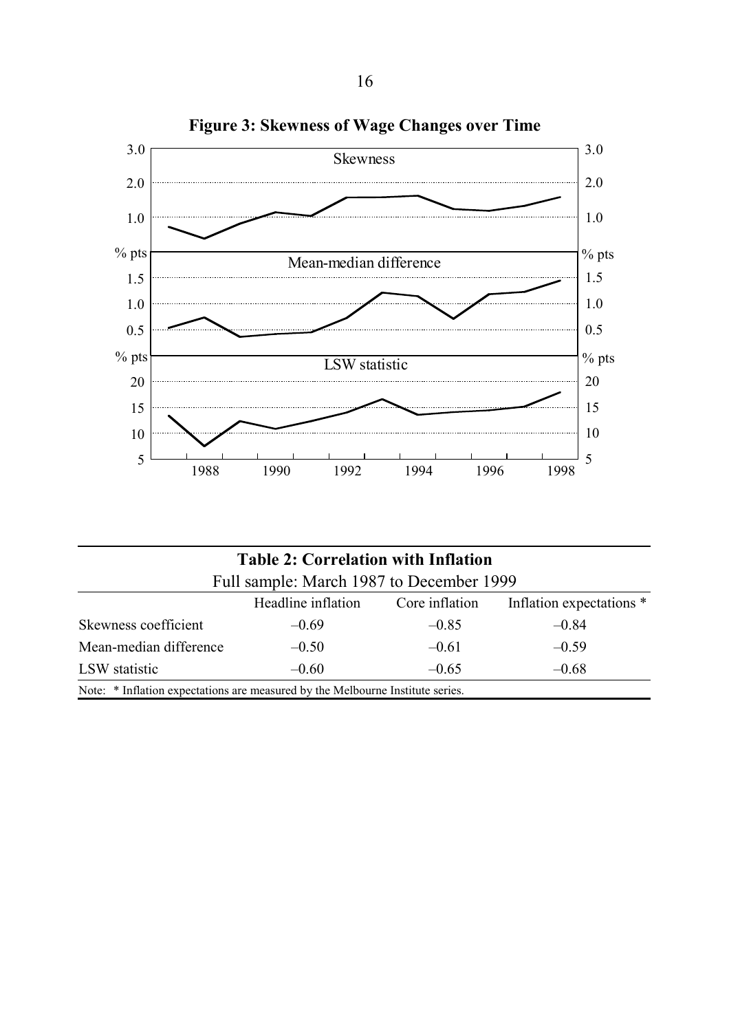**Figure 3: Skewness of Wage Changes over Time**

**Table 2: Correlation with Inflation**

Full sample: March 1987 to December 1999

| | Headline inflation | Core inflation | Inflation expectations * |
|---|---|---|---|
| Skewness coefficient | –0.69 | –0.85 | –0.84 |
| Mean-median difference | –0.50 | –0.61 | –0.59 |
| LSW statistic | –0.60 | –0.65 | –0.68 |

Note: * Inflation expectations are measured by the Melbourne Institute series.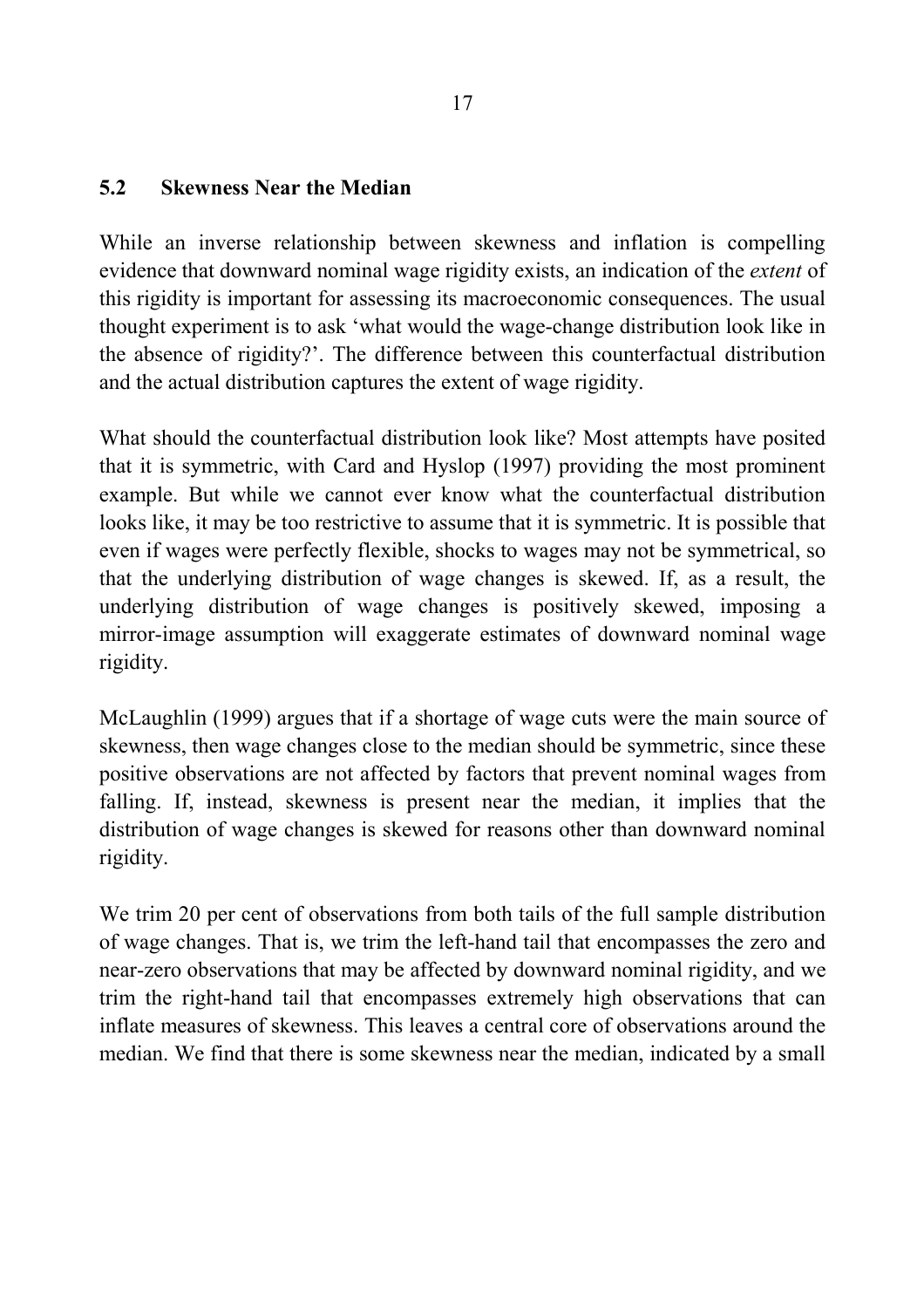## 5.2 Skewness Near the Median

While an inverse relationship between skewness and inflation is compelling evidence that downward nominal wage rigidity exists, an indication of the *extent* of this rigidity is important for assessing its macroeconomic consequences. The usual thought experiment is to ask 'what would the wage-change distribution look like in the absence of rigidity?'. The difference between this counterfactual distribution and the actual distribution captures the extent of wage rigidity.

What should the counterfactual distribution look like? Most attempts have posited that it is symmetric, with Card and Hyslop (1997) providing the most prominent example. But while we cannot ever know what the counterfactual distribution looks like, it may be too restrictive to assume that it is symmetric. It is possible that even if wages were perfectly flexible, shocks to wages may not be symmetrical, so that the underlying distribution of wage changes is skewed. If, as a result, the underlying distribution of wage changes is positively skewed, imposing a mirror-image assumption will exaggerate estimates of downward nominal wage rigidity.

McLaughlin (1999) argues that if a shortage of wage cuts were the main source of skewness, then wage changes close to the median should be symmetric, since these positive observations are not affected by factors that prevent nominal wages from falling. If, instead, skewness is present near the median, it implies that the distribution of wage changes is skewed for reasons other than downward nominal rigidity.

We trim 20 per cent of observations from both tails of the full sample distribution of wage changes. That is, we trim the left-hand tail that encompasses the zero and near-zero observations that may be affected by downward nominal rigidity, and we trim the right-hand tail that encompasses extremely high observations that can inflate measures of skewness. This leaves a central core of observations around the median. We find that there is some skewness near the median, indicated by a small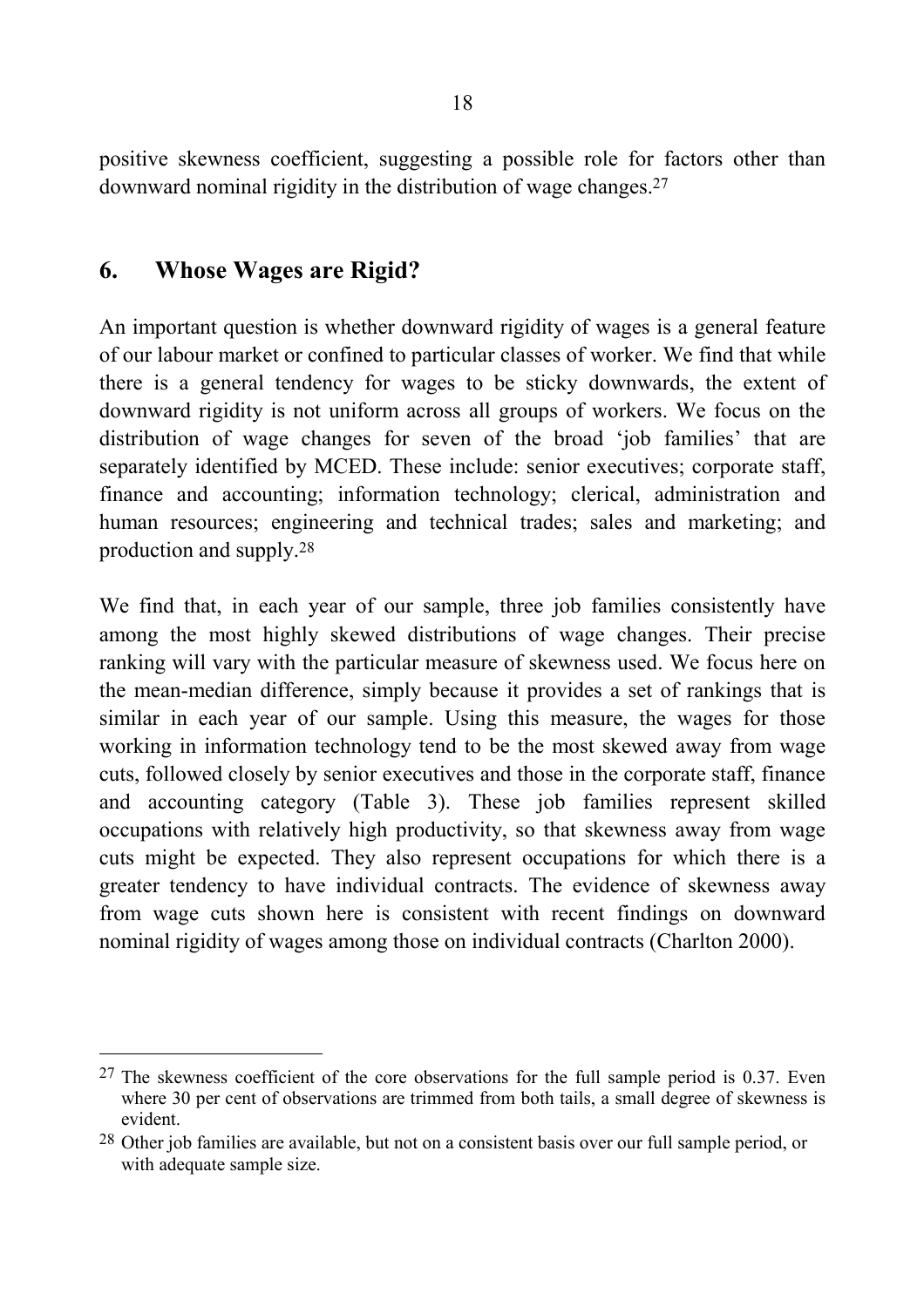positive skewness coefficient, suggesting a possible role for factors other than downward nominal rigidity in the distribution of wage changes.[27]

## 6. Whose Wages are Rigid?

An important question is whether downward rigidity of wages is a general feature of our labour market or confined to particular classes of worker. We find that while there is a general tendency for wages to be sticky downwards, the extent of downward rigidity is not uniform across all groups of workers. We focus on the distribution of wage changes for seven of the broad 'job families' that are separately identified by MCED. These include: senior executives; corporate staff, finance and accounting; information technology; clerical, administration and human resources; engineering and technical trades; sales and marketing; and production and supply.[28]

We find that, in each year of our sample, three job families consistently have among the most highly skewed distributions of wage changes. Their precise ranking will vary with the particular measure of skewness used. We focus here on the mean-median difference, simply because it provides a set of rankings that is similar in each year of our sample. Using this measure, the wages for those working in information technology tend to be the most skewed away from wage cuts, followed closely by senior executives and those in the corporate staff, finance and accounting category (Table 3). These job families represent skilled occupations with relatively high productivity, so that skewness away from wage cuts might be expected. They also represent occupations for which there is a greater tendency to have individual contracts. The evidence of skewness away from wage cuts shown here is consistent with recent findings on downward nominal rigidity of wages among those on individual contracts (Charlton 2000).

---

[27] The skewness coefficient of the core observations for the full sample period is 0.37. Even where 30 per cent of observations are trimmed from both tails, a small degree of skewness is evident.

[28] Other job families are available, but not on a consistent basis over our full sample period, or with adequate sample size.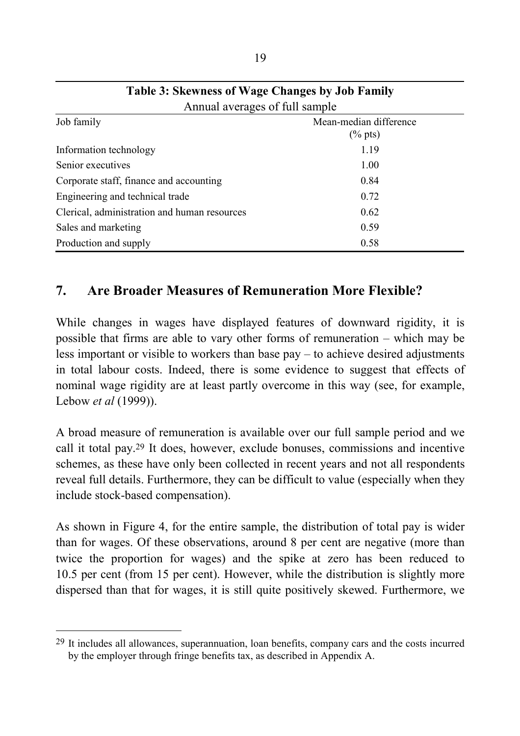**Table 3: Skewness of Wage Changes by Job Family**

Annual averages of full sample

| Job family | Mean-median difference (% pts) |
|---|---|
| Information technology | 1.19 |
| Senior executives | 1.00 |
| Corporate staff, finance and accounting | 0.84 |
| Engineering and technical trade | 0.72 |
| Clerical, administration and human resources | 0.62 |
| Sales and marketing | 0.59 |
| Production and supply | 0.58 |

## 7. Are Broader Measures of Remuneration More Flexible?

While changes in wages have displayed features of downward rigidity, it is possible that firms are able to vary other forms of remuneration – which may be less important or visible to workers than base pay – to achieve desired adjustments in total labour costs. Indeed, there is some evidence to suggest that effects of nominal wage rigidity are at least partly overcome in this way (see, for example, Lebow *et al* (1999)).

A broad measure of remuneration is available over our full sample period and we call it total pay.[29] It does, however, exclude bonuses, commissions and incentive schemes, as these have only been collected in recent years and not all respondents reveal full details. Furthermore, they can be difficult to value (especially when they include stock-based compensation).

As shown in Figure 4, for the entire sample, the distribution of total pay is wider than for wages. Of these observations, around 8 per cent are negative (more than twice the proportion for wages) and the spike at zero has been reduced to 10.5 per cent (from 15 per cent). However, while the distribution is slightly more dispersed than that for wages, it is still quite positively skewed. Furthermore, we

[29] It includes all allowances, superannuation, loan benefits, company cars and the costs incurred by the employer through fringe benefits tax, as described in Appendix A.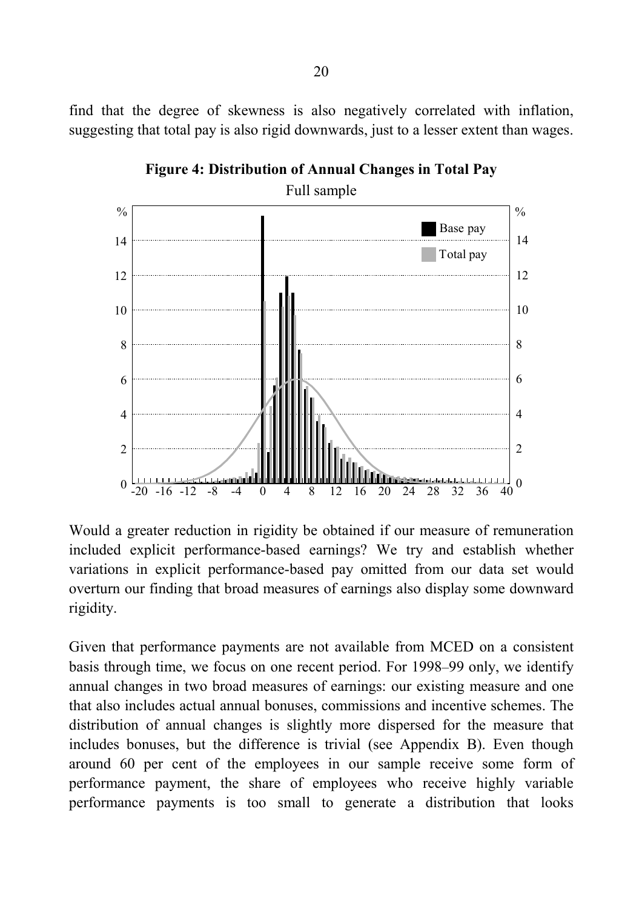find that the degree of skewness is also negatively correlated with inflation, suggesting that total pay is also rigid downwards, just to a lesser extent than wages.

**Figure 4: Distribution of Annual Changes in Total Pay**

Full sample

Would a greater reduction in rigidity be obtained if our measure of remuneration included explicit performance-based earnings? We try and establish whether variations in explicit performance-based pay omitted from our data set would overturn our finding that broad measures of earnings also display some downward rigidity.

Given that performance payments are not available from MCED on a consistent basis through time, we focus on one recent period. For 1998–99 only, we identify annual changes in two broad measures of earnings: our existing measure and one that also includes actual annual bonuses, commissions and incentive schemes. The distribution of annual changes is slightly more dispersed for the measure that includes bonuses, but the difference is trivial (see Appendix B). Even though around 60 per cent of the employees in our sample receive some form of performance payment, the share of employees who receive highly variable performance payments is too small to generate a distribution that looks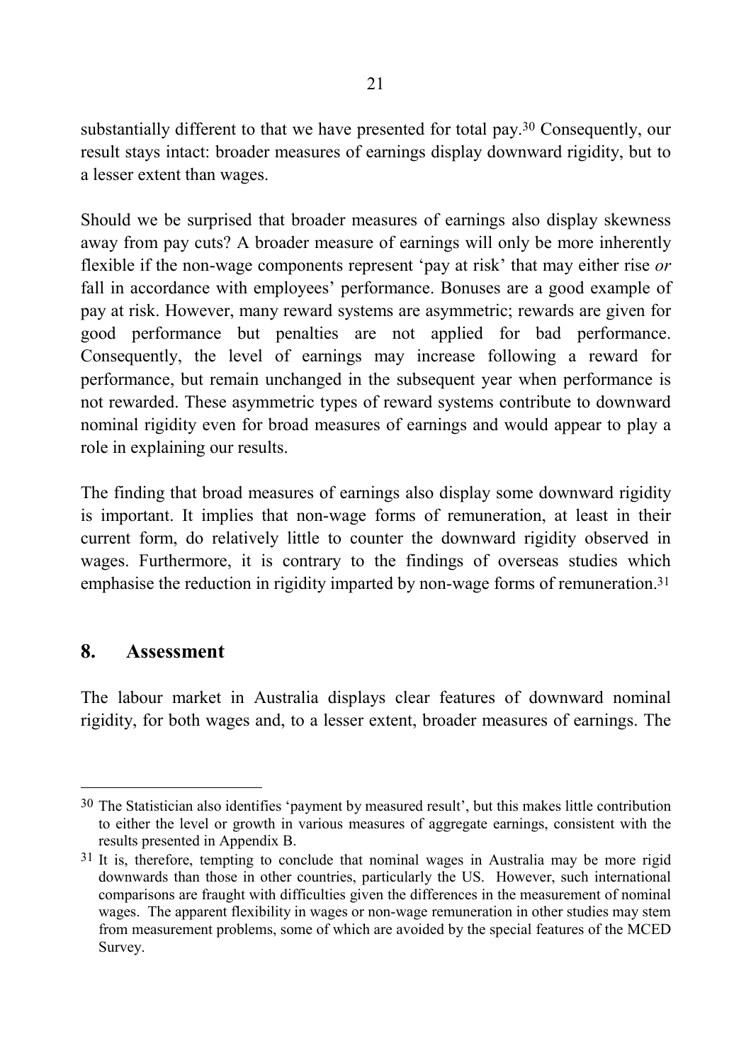substantially different to that we have presented for total pay.[30] Consequently, our result stays intact: broader measures of earnings display downward rigidity, but to a lesser extent than wages.

Should we be surprised that broader measures of earnings also display skewness away from pay cuts? A broader measure of earnings will only be more inherently flexible if the non-wage components represent 'pay at risk' that may either rise *or* fall in accordance with employees' performance. Bonuses are a good example of pay at risk. However, many reward systems are asymmetric; rewards are given for good performance but penalties are not applied for bad performance. Consequently, the level of earnings may increase following a reward for performance, but remain unchanged in the subsequent year when performance is not rewarded. These asymmetric types of reward systems contribute to downward nominal rigidity even for broad measures of earnings and would appear to play a role in explaining our results.

The finding that broad measures of earnings also display some downward rigidity is important. It implies that non-wage forms of remuneration, at least in their current form, do relatively little to counter the downward rigidity observed in wages. Furthermore, it is contrary to the findings of overseas studies which emphasise the reduction in rigidity imparted by non-wage forms of remuneration.[31]

## 8. Assessment

The labour market in Australia displays clear features of downward nominal rigidity, for both wages and, to a lesser extent, broader measures of earnings. The

---

[30] The Statistician also identifies 'payment by measured result', but this makes little contribution to either the level or growth in various measures of aggregate earnings, consistent with the results presented in Appendix B.

[31] It is, therefore, tempting to conclude that nominal wages in Australia may be more rigid downwards than those in other countries, particularly the US. However, such international comparisons are fraught with difficulties given the differences in the measurement of nominal wages. The apparent flexibility in wages or non-wage remuneration in other studies may stem from measurement problems, some of which are avoided by the special features of the MCED Survey.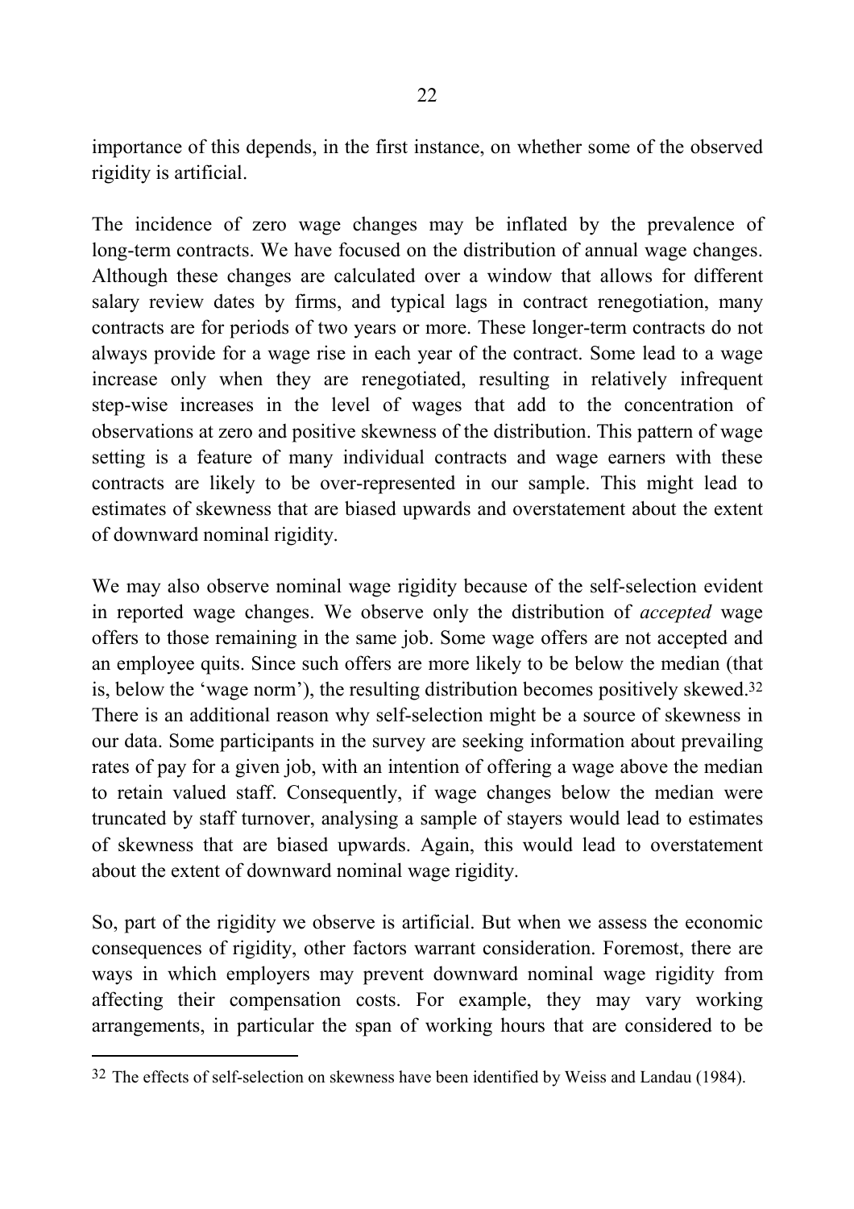importance of this depends, in the first instance, on whether some of the observed rigidity is artificial.

The incidence of zero wage changes may be inflated by the prevalence of long-term contracts. We have focused on the distribution of annual wage changes. Although these changes are calculated over a window that allows for different salary review dates by firms, and typical lags in contract renegotiation, many contracts are for periods of two years or more. These longer-term contracts do not always provide for a wage rise in each year of the contract. Some lead to a wage increase only when they are renegotiated, resulting in relatively infrequent step-wise increases in the level of wages that add to the concentration of observations at zero and positive skewness of the distribution. This pattern of wage setting is a feature of many individual contracts and wage earners with these contracts are likely to be over-represented in our sample. This might lead to estimates of skewness that are biased upwards and overstatement about the extent of downward nominal rigidity.

We may also observe nominal wage rigidity because of the self-selection evident in reported wage changes. We observe only the distribution of *accepted* wage offers to those remaining in the same job. Some wage offers are not accepted and an employee quits. Since such offers are more likely to be below the median (that is, below the 'wage norm'), the resulting distribution becomes positively skewed.[32] There is an additional reason why self-selection might be a source of skewness in our data. Some participants in the survey are seeking information about prevailing rates of pay for a given job, with an intention of offering a wage above the median to retain valued staff. Consequently, if wage changes below the median were truncated by staff turnover, analysing a sample of stayers would lead to estimates of skewness that are biased upwards. Again, this would lead to overstatement about the extent of downward nominal wage rigidity.

So, part of the rigidity we observe is artificial. But when we assess the economic consequences of rigidity, other factors warrant consideration. Foremost, there are ways in which employers may prevent downward nominal wage rigidity from affecting their compensation costs. For example, they may vary working arrangements, in particular the span of working hours that are considered to be

---

[32] The effects of self-selection on skewness have been identified by Weiss and Landau (1984).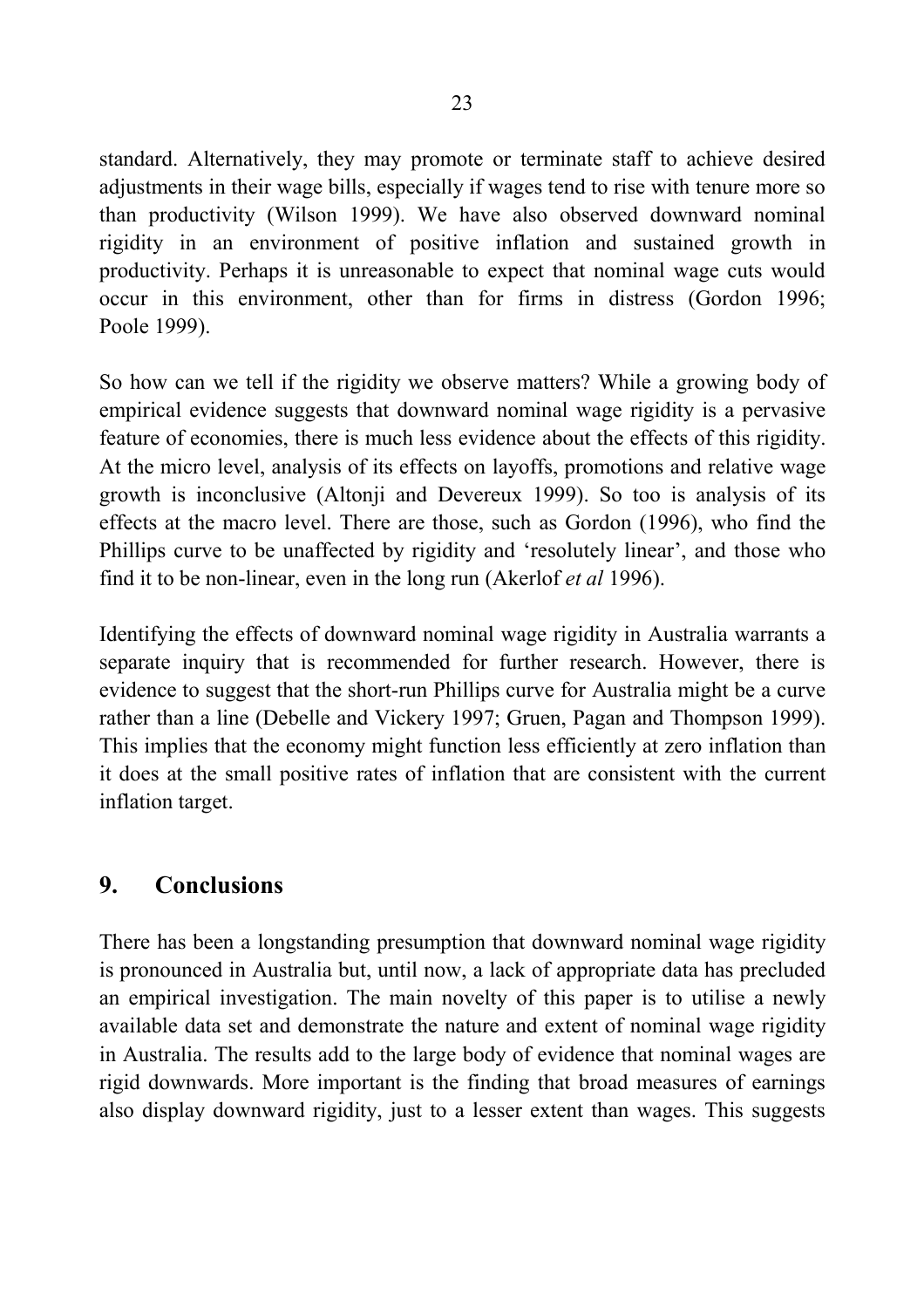standard. Alternatively, they may promote or terminate staff to achieve desired adjustments in their wage bills, especially if wages tend to rise with tenure more so than productivity (Wilson 1999). We have also observed downward nominal rigidity in an environment of positive inflation and sustained growth in productivity. Perhaps it is unreasonable to expect that nominal wage cuts would occur in this environment, other than for firms in distress (Gordon 1996; Poole 1999).

So how can we tell if the rigidity we observe matters? While a growing body of empirical evidence suggests that downward nominal wage rigidity is a pervasive feature of economies, there is much less evidence about the effects of this rigidity. At the micro level, analysis of its effects on layoffs, promotions and relative wage growth is inconclusive (Altonji and Devereux 1999). So too is analysis of its effects at the macro level. There are those, such as Gordon (1996), who find the Phillips curve to be unaffected by rigidity and 'resolutely linear', and those who find it to be non-linear, even in the long run (Akerlof *et al* 1996).

Identifying the effects of downward nominal wage rigidity in Australia warrants a separate inquiry that is recommended for further research. However, there is evidence to suggest that the short-run Phillips curve for Australia might be a curve rather than a line (Debelle and Vickery 1997; Gruen, Pagan and Thompson 1999). This implies that the economy might function less efficiently at zero inflation than it does at the small positive rates of inflation that are consistent with the current inflation target.

## 9. Conclusions

There has been a longstanding presumption that downward nominal wage rigidity is pronounced in Australia but, until now, a lack of appropriate data has precluded an empirical investigation. The main novelty of this paper is to utilise a newly available data set and demonstrate the nature and extent of nominal wage rigidity in Australia. The results add to the large body of evidence that nominal wages are rigid downwards. More important is the finding that broad measures of earnings also display downward rigidity, just to a lesser extent than wages. This suggests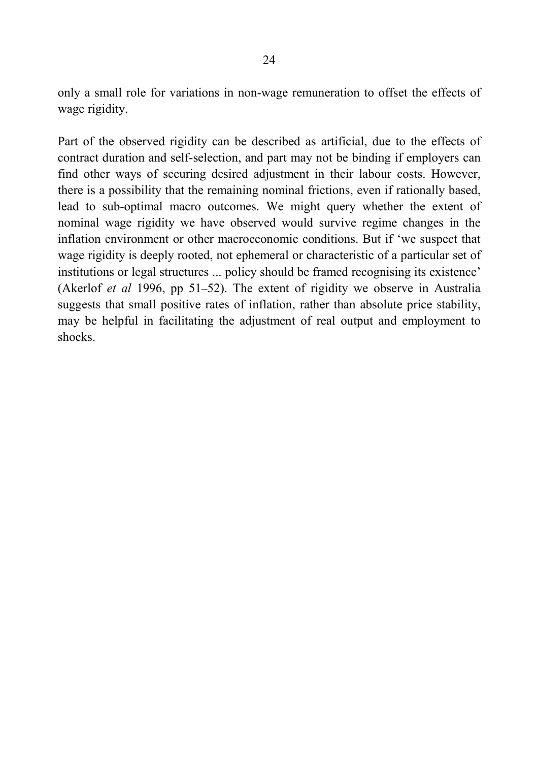only a small role for variations in non-wage remuneration to offset the effects of wage rigidity.

Part of the observed rigidity can be described as artificial, due to the effects of contract duration and self-selection, and part may not be binding if employers can find other ways of securing desired adjustment in their labour costs. However, there is a possibility that the remaining nominal frictions, even if rationally based, lead to sub-optimal macro outcomes. We might query whether the extent of nominal wage rigidity we have observed would survive regime changes in the inflation environment or other macroeconomic conditions. But if 'we suspect that wage rigidity is deeply rooted, not ephemeral or characteristic of a particular set of institutions or legal structures ... policy should be framed recognising its existence' (Akerlof *et al* 1996, pp 51–52). The extent of rigidity we observe in Australia suggests that small positive rates of inflation, rather than absolute price stability, may be helpful in facilitating the adjustment of real output and employment to shocks.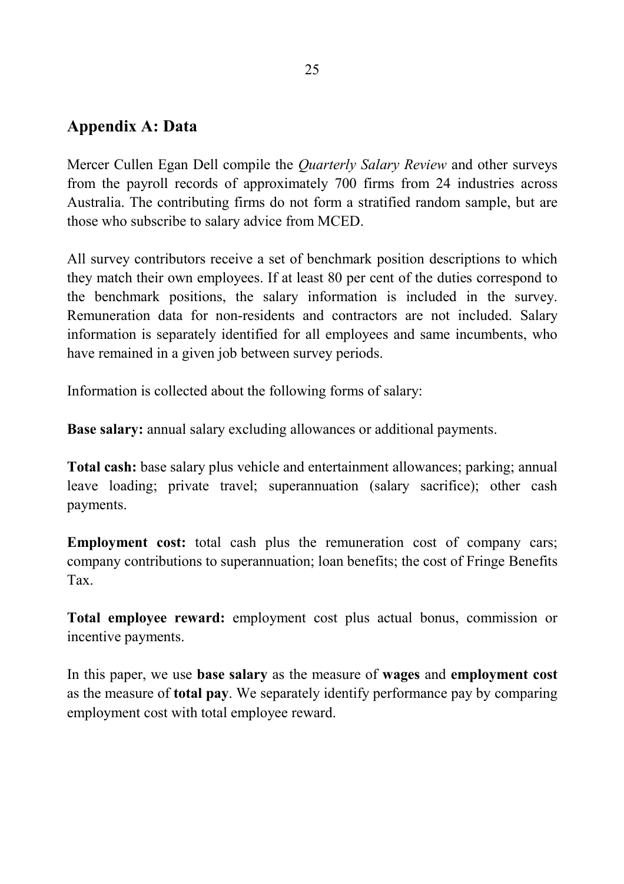## Appendix A: Data

Mercer Cullen Egan Dell compile the *Quarterly Salary Review* and other surveys from the payroll records of approximately 700 firms from 24 industries across Australia. The contributing firms do not form a stratified random sample, but are those who subscribe to salary advice from MCED.

All survey contributors receive a set of benchmark position descriptions to which they match their own employees. If at least 80 per cent of the duties correspond to the benchmark positions, the salary information is included in the survey. Remuneration data for non-residents and contractors are not included. Salary information is separately identified for all employees and same incumbents, who have remained in a given job between survey periods.

Information is collected about the following forms of salary:

**Base salary:** annual salary excluding allowances or additional payments.

**Total cash:** base salary plus vehicle and entertainment allowances; parking; annual leave loading; private travel; superannuation (salary sacrifice); other cash payments.

**Employment cost:** total cash plus the remuneration cost of company cars; company contributions to superannuation; loan benefits; the cost of Fringe Benefits Tax.

**Total employee reward:** employment cost plus actual bonus, commission or incentive payments.

In this paper, we use **base salary** as the measure of **wages** and **employment cost** as the measure of **total pay**. We separately identify performance pay by comparing employment cost with total employee reward.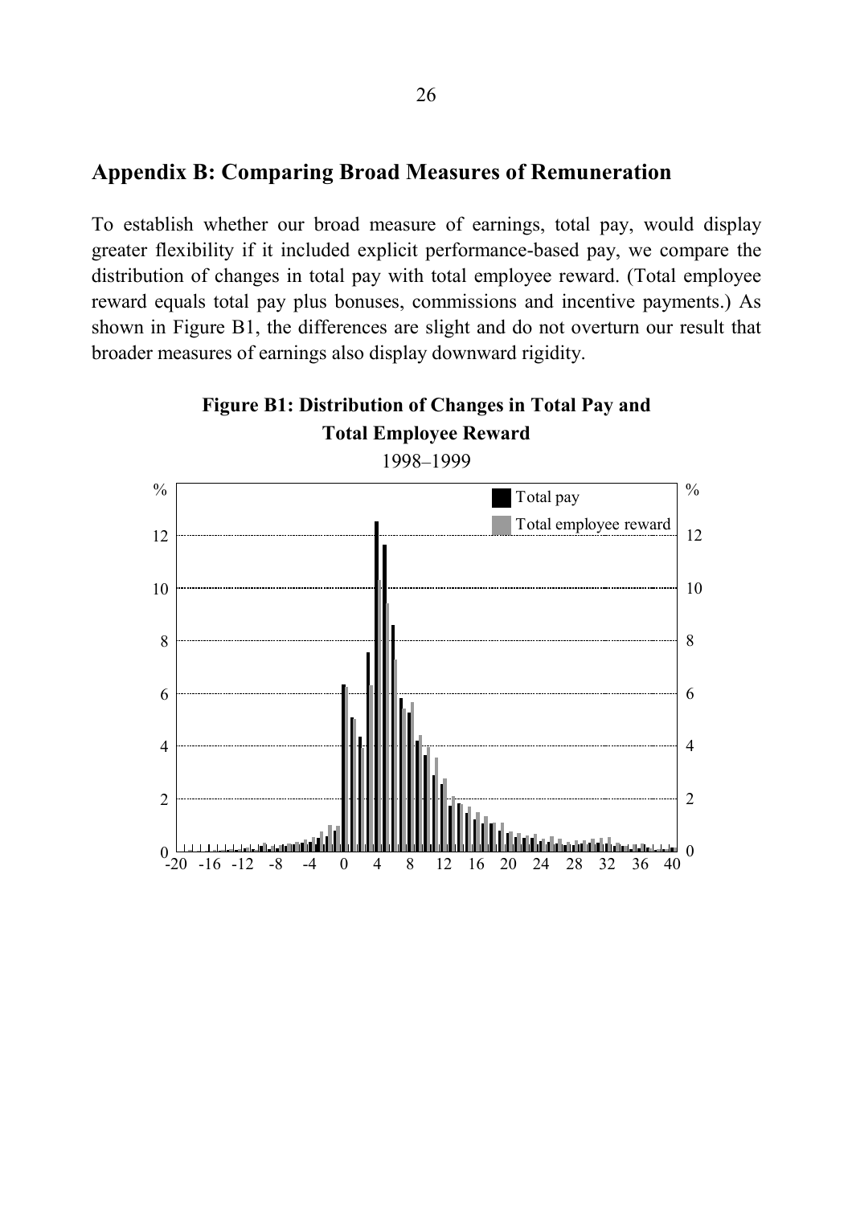## Appendix B: Comparing Broad Measures of Remuneration

To establish whether our broad measure of earnings, total pay, would display greater flexibility if it included explicit performance-based pay, we compare the distribution of changes in total pay with total employee reward. (Total employee reward equals total pay plus bonuses, commissions and incentive payments.) As shown in Figure B1, the differences are slight and do not overturn our result that broader measures of earnings also display downward rigidity.

**Figure B1: Distribution of Changes in Total Pay and Total Employee Reward**

1998–1999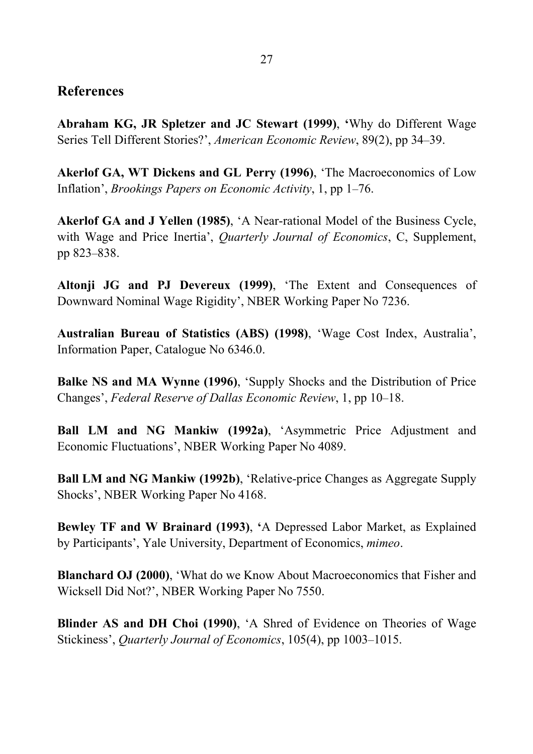## References

**Abraham KG, JR Spletzer and JC Stewart (1999)**, 'Why do Different Wage Series Tell Different Stories?', *American Economic Review*, 89(2), pp 34–39.

**Akerlof GA, WT Dickens and GL Perry (1996)**, 'The Macroeconomics of Low Inflation', *Brookings Papers on Economic Activity*, 1, pp 1–76.

**Akerlof GA and J Yellen (1985)**, 'A Near-rational Model of the Business Cycle, with Wage and Price Inertia', *Quarterly Journal of Economics*, C, Supplement, pp 823–838.

**Altonji JG and PJ Devereux (1999)**, 'The Extent and Consequences of Downward Nominal Wage Rigidity', NBER Working Paper No 7236.

**Australian Bureau of Statistics (ABS) (1998)**, 'Wage Cost Index, Australia', Information Paper, Catalogue No 6346.0.

**Balke NS and MA Wynne (1996)**, 'Supply Shocks and the Distribution of Price Changes', *Federal Reserve of Dallas Economic Review*, 1, pp 10–18.

**Ball LM and NG Mankiw (1992a)**, 'Asymmetric Price Adjustment and Economic Fluctuations', NBER Working Paper No 4089.

**Ball LM and NG Mankiw (1992b)**, 'Relative-price Changes as Aggregate Supply Shocks', NBER Working Paper No 4168.

**Bewley TF and W Brainard (1993)**, 'A Depressed Labor Market, as Explained by Participants', Yale University, Department of Economics, *mimeo*.

**Blanchard OJ (2000)**, 'What do we Know About Macroeconomics that Fisher and Wicksell Did Not?', NBER Working Paper No 7550.

**Blinder AS and DH Choi (1990)**, 'A Shred of Evidence on Theories of Wage Stickiness', *Quarterly Journal of Economics*, 105(4), pp 1003–1015.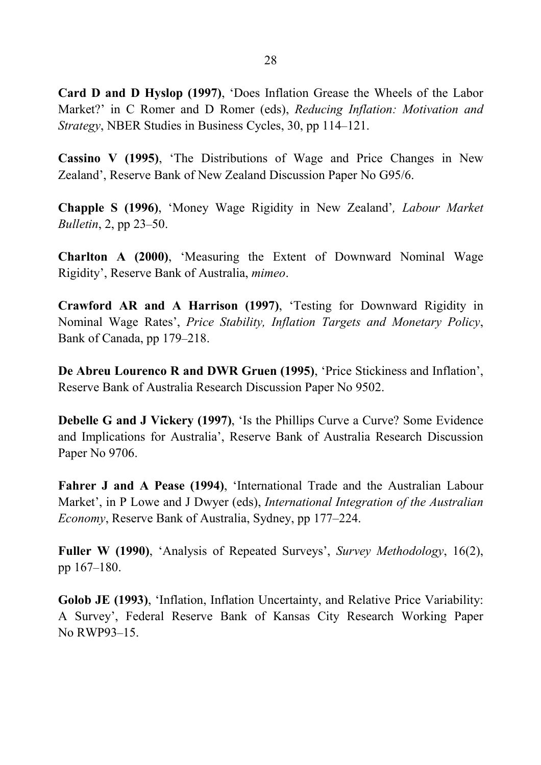**Card D and D Hyslop (1997)**, 'Does Inflation Grease the Wheels of the Labor Market?' in C Romer and D Romer (eds), *Reducing Inflation: Motivation and Strategy*, NBER Studies in Business Cycles, 30, pp 114–121.

**Cassino V (1995)**, 'The Distributions of Wage and Price Changes in New Zealand', Reserve Bank of New Zealand Discussion Paper No G95/6.

**Chapple S (1996)**, 'Money Wage Rigidity in New Zealand', *Labour Market Bulletin*, 2, pp 23–50.

**Charlton A (2000)**, 'Measuring the Extent of Downward Nominal Wage Rigidity', Reserve Bank of Australia, *mimeo*.

**Crawford AR and A Harrison (1997)**, 'Testing for Downward Rigidity in Nominal Wage Rates', *Price Stability, Inflation Targets and Monetary Policy*, Bank of Canada, pp 179–218.

**De Abreu Lourenco R and DWR Gruen (1995)**, 'Price Stickiness and Inflation', Reserve Bank of Australia Research Discussion Paper No 9502.

**Debelle G and J Vickery (1997)**, 'Is the Phillips Curve a Curve? Some Evidence and Implications for Australia', Reserve Bank of Australia Research Discussion Paper No 9706.

**Fahrer J and A Pease (1994)**, 'International Trade and the Australian Labour Market', in P Lowe and J Dwyer (eds), *International Integration of the Australian Economy*, Reserve Bank of Australia, Sydney, pp 177–224.

**Fuller W (1990)**, 'Analysis of Repeated Surveys', *Survey Methodology*, 16(2), pp 167–180.

**Golob JE (1993)**, 'Inflation, Inflation Uncertainty, and Relative Price Variability: A Survey', Federal Reserve Bank of Kansas City Research Working Paper No RWP93–15.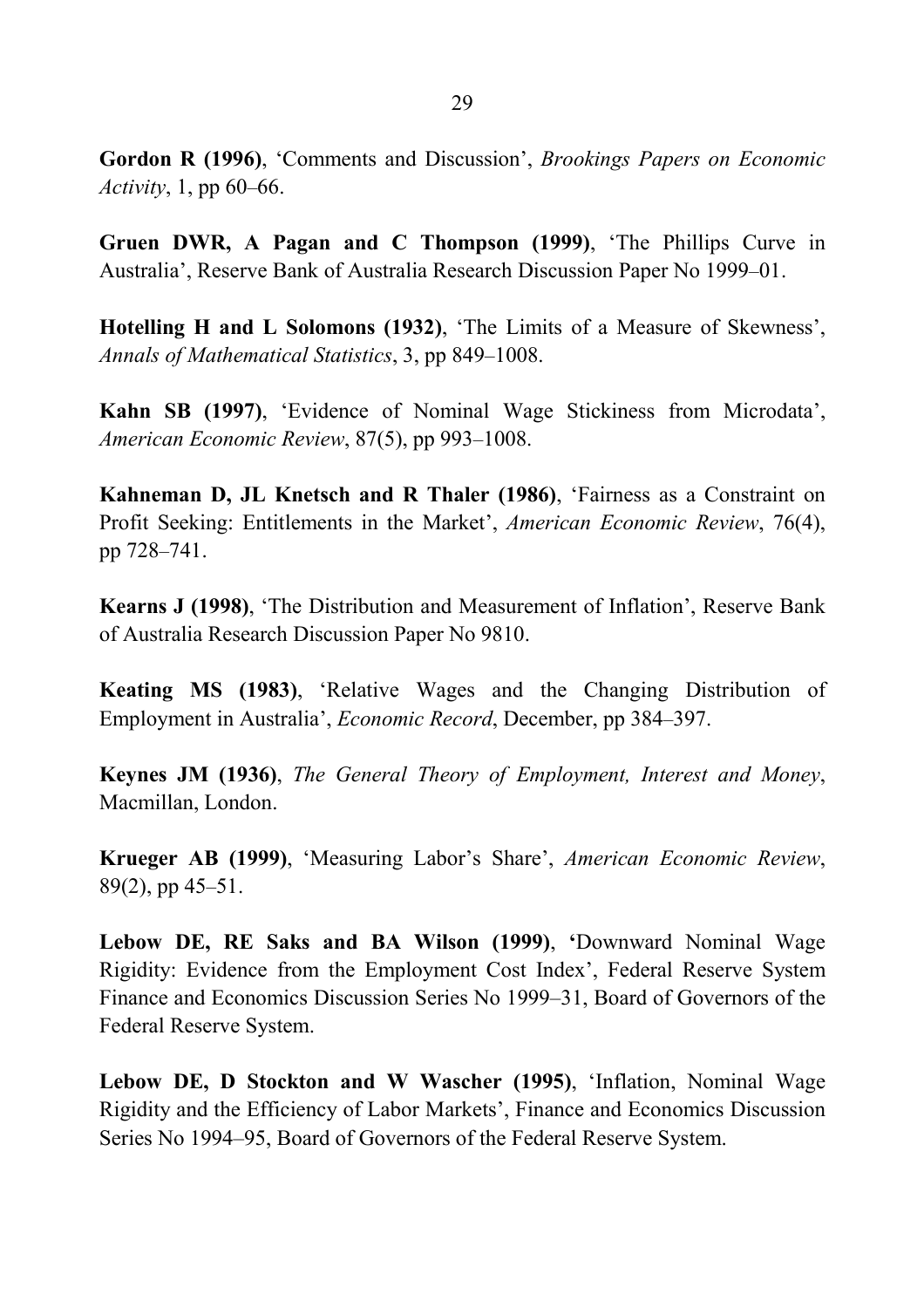**Gordon R (1996)**, 'Comments and Discussion', *Brookings Papers on Economic Activity*, 1, pp 60–66.

**Gruen DWR, A Pagan and C Thompson (1999)**, 'The Phillips Curve in Australia', Reserve Bank of Australia Research Discussion Paper No 1999–01.

**Hotelling H and L Solomons (1932)**, 'The Limits of a Measure of Skewness', *Annals of Mathematical Statistics*, 3, pp 849–1008.

**Kahn SB (1997)**, 'Evidence of Nominal Wage Stickiness from Microdata', *American Economic Review*, 87(5), pp 993–1008.

**Kahneman D, JL Knetsch and R Thaler (1986)**, 'Fairness as a Constraint on Profit Seeking: Entitlements in the Market', *American Economic Review*, 76(4), pp 728–741.

**Kearns J (1998)**, 'The Distribution and Measurement of Inflation', Reserve Bank of Australia Research Discussion Paper No 9810.

**Keating MS (1983)**, 'Relative Wages and the Changing Distribution of Employment in Australia', *Economic Record*, December, pp 384–397.

**Keynes JM (1936)**, *The General Theory of Employment, Interest and Money*, Macmillan, London.

**Krueger AB (1999)**, 'Measuring Labor's Share', *American Economic Review*, 89(2), pp 45–51.

**Lebow DE, RE Saks and BA Wilson (1999)**, 'Downward Nominal Wage Rigidity: Evidence from the Employment Cost Index', Federal Reserve System Finance and Economics Discussion Series No 1999–31, Board of Governors of the Federal Reserve System.

**Lebow DE, D Stockton and W Wascher (1995)**, 'Inflation, Nominal Wage Rigidity and the Efficiency of Labor Markets', Finance and Economics Discussion Series No 1994–95, Board of Governors of the Federal Reserve System.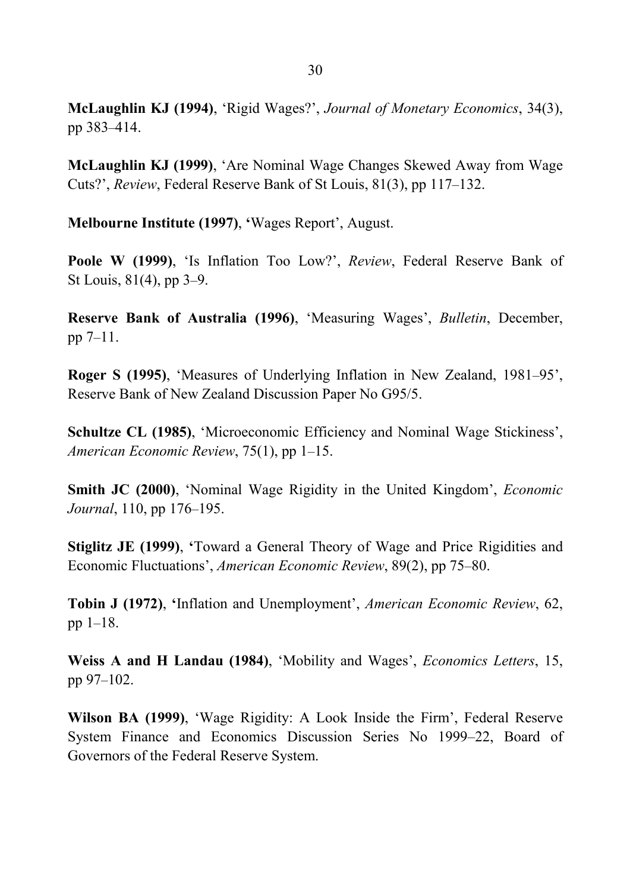**McLaughlin KJ (1994)**, 'Rigid Wages?', *Journal of Monetary Economics*, 34(3), pp 383–414.

**McLaughlin KJ (1999)**, 'Are Nominal Wage Changes Skewed Away from Wage Cuts?', *Review*, Federal Reserve Bank of St Louis, 81(3), pp 117–132.

**Melbourne Institute (1997)**, **'**Wages Report', August.

**Poole W (1999)**, 'Is Inflation Too Low?', *Review*, Federal Reserve Bank of St Louis, 81(4), pp 3–9.

**Reserve Bank of Australia (1996)**, 'Measuring Wages', *Bulletin*, December, pp 7–11.

**Roger S (1995)**, 'Measures of Underlying Inflation in New Zealand, 1981–95', Reserve Bank of New Zealand Discussion Paper No G95/5.

**Schultze CL (1985)**, 'Microeconomic Efficiency and Nominal Wage Stickiness', *American Economic Review*, 75(1), pp 1–15.

**Smith JC (2000)**, 'Nominal Wage Rigidity in the United Kingdom', *Economic Journal*, 110, pp 176–195.

**Stiglitz JE (1999)**, **'**Toward a General Theory of Wage and Price Rigidities and Economic Fluctuations', *American Economic Review*, 89(2), pp 75–80.

**Tobin J (1972)**, **'**Inflation and Unemployment', *American Economic Review*, 62, pp 1–18.

**Weiss A and H Landau (1984)**, 'Mobility and Wages', *Economics Letters*, 15, pp 97–102.

**Wilson BA (1999)**, 'Wage Rigidity: A Look Inside the Firm', Federal Reserve System Finance and Economics Discussion Series No 1999–22, Board of Governors of the Federal Reserve System.